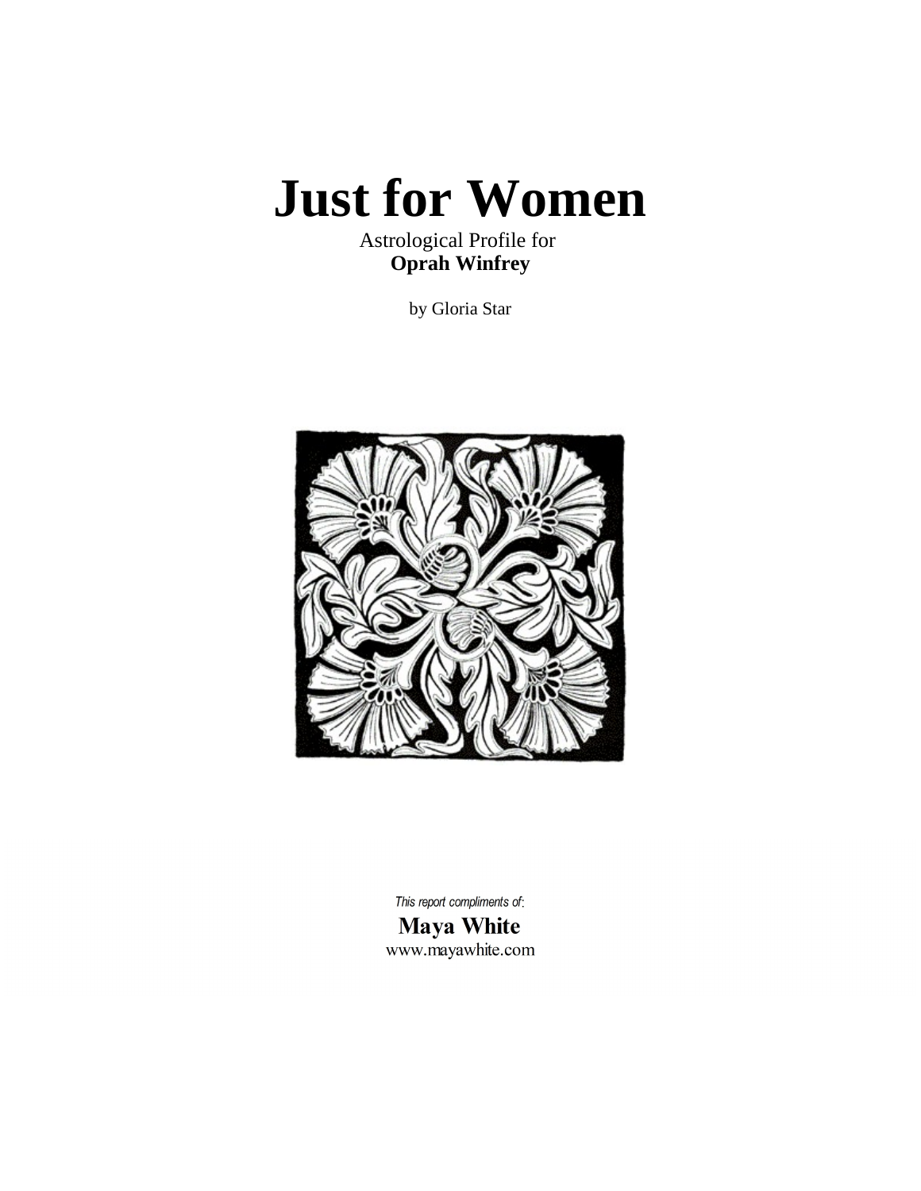# Just for Women

Astrological Profile for
**Oprah Winfrey**

by Gloria Star

*This report compliments of:*
**Maya White**
www.mayawhite.com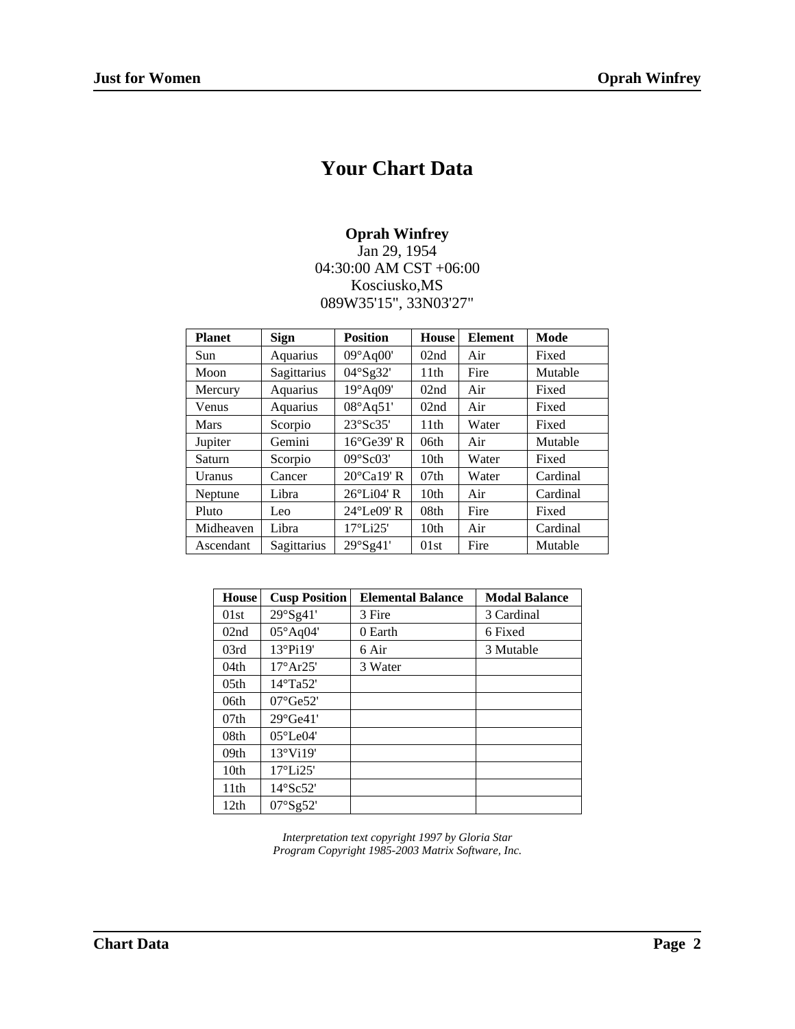# Your Chart Data

**Oprah Winfrey**
Jan 29, 1954
04:30:00 AM CST +06:00
Kosciusko,MS
089W35'15", 33N03'27"

| Planet | Sign | Position | House | Element | Mode |
|---|---|---|---|---|---|
| Sun | Aquarius | 09°Aq00' | 02nd | Air | Fixed |
| Moon | Sagittarius | 04°Sg32' | 11th | Fire | Mutable |
| Mercury | Aquarius | 19°Aq09' | 02nd | Air | Fixed |
| Venus | Aquarius | 08°Aq51' | 02nd | Air | Fixed |
| Mars | Scorpio | 23°Sc35' | 11th | Water | Fixed |
| Jupiter | Gemini | 16°Ge39' R | 06th | Air | Mutable |
| Saturn | Scorpio | 09°Sc03' | 10th | Water | Fixed |
| Uranus | Cancer | 20°Ca19' R | 07th | Water | Cardinal |
| Neptune | Libra | 26°Li04' R | 10th | Air | Cardinal |
| Pluto | Leo | 24°Le09' R | 08th | Fire | Fixed |
| Midheaven | Libra | 17°Li25' | 10th | Air | Cardinal |
| Ascendant | Sagittarius | 29°Sg41' | 01st | Fire | Mutable |

| House | Cusp Position | Elemental Balance | Modal Balance |
|---|---|---|---|
| 01st | 29°Sg41' | 3 Fire | 3 Cardinal |
| 02nd | 05°Aq04' | 0 Earth | 6 Fixed |
| 03rd | 13°Pi19' | 6 Air | 3 Mutable |
| 04th | 17°Ar25' | 3 Water | |
| 05th | 14°Ta52' | | |
| 06th | 07°Ge52' | | |
| 07th | 29°Ge41' | | |
| 08th | 05°Le04' | | |
| 09th | 13°Vi19' | | |
| 10th | 17°Li25' | | |
| 11th | 14°Sc52' | | |
| 12th | 07°Sg52' | | |

*Interpretation text copyright 1997 by Gloria Star*
*Program Copyright 1985-2003 Matrix Software, Inc.*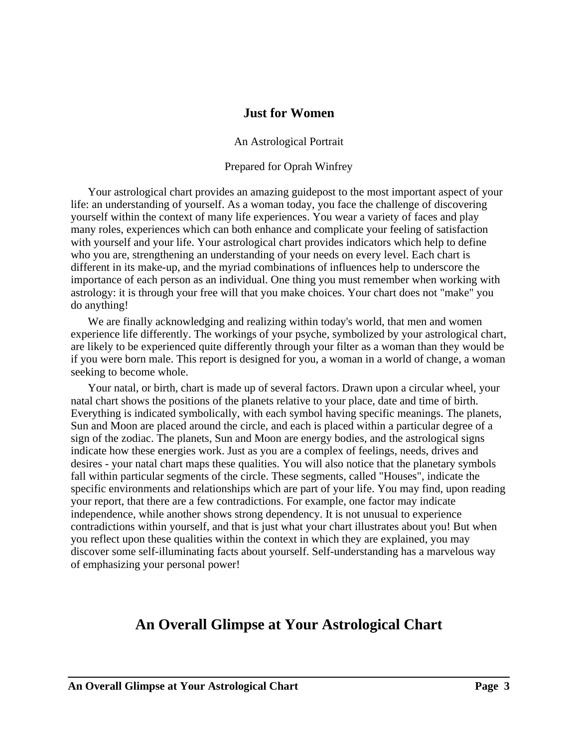## Just for Women

An Astrological Portrait

Prepared for Oprah Winfrey

Your astrological chart provides an amazing guidepost to the most important aspect of your life: an understanding of yourself. As a woman today, you face the challenge of discovering yourself within the context of many life experiences. You wear a variety of faces and play many roles, experiences which can both enhance and complicate your feeling of satisfaction with yourself and your life. Your astrological chart provides indicators which help to define who you are, strengthening an understanding of your needs on every level. Each chart is different in its make-up, and the myriad combinations of influences help to underscore the importance of each person as an individual. One thing you must remember when working with astrology: it is through your free will that you make choices. Your chart does not "make" you do anything!

We are finally acknowledging and realizing within today's world, that men and women experience life differently. The workings of your psyche, symbolized by your astrological chart, are likely to be experienced quite differently through your filter as a woman than they would be if you were born male. This report is designed for you, a woman in a world of change, a woman seeking to become whole.

Your natal, or birth, chart is made up of several factors. Drawn upon a circular wheel, your natal chart shows the positions of the planets relative to your place, date and time of birth. Everything is indicated symbolically, with each symbol having specific meanings. The planets, Sun and Moon are placed around the circle, and each is placed within a particular degree of a sign of the zodiac. The planets, Sun and Moon are energy bodies, and the astrological signs indicate how these energies work. Just as you are a complex of feelings, needs, drives and desires - your natal chart maps these qualities. You will also notice that the planetary symbols fall within particular segments of the circle. These segments, called "Houses", indicate the specific environments and relationships which are part of your life. You may find, upon reading your report, that there are a few contradictions. For example, one factor may indicate independence, while another shows strong dependency. It is not unusual to experience contradictions within yourself, and that is just what your chart illustrates about you! But when you reflect upon these qualities within the context in which they are explained, you may discover some self-illuminating facts about yourself. Self-understanding has a marvelous way of emphasizing your personal power!

# An Overall Glimpse at Your Astrological Chart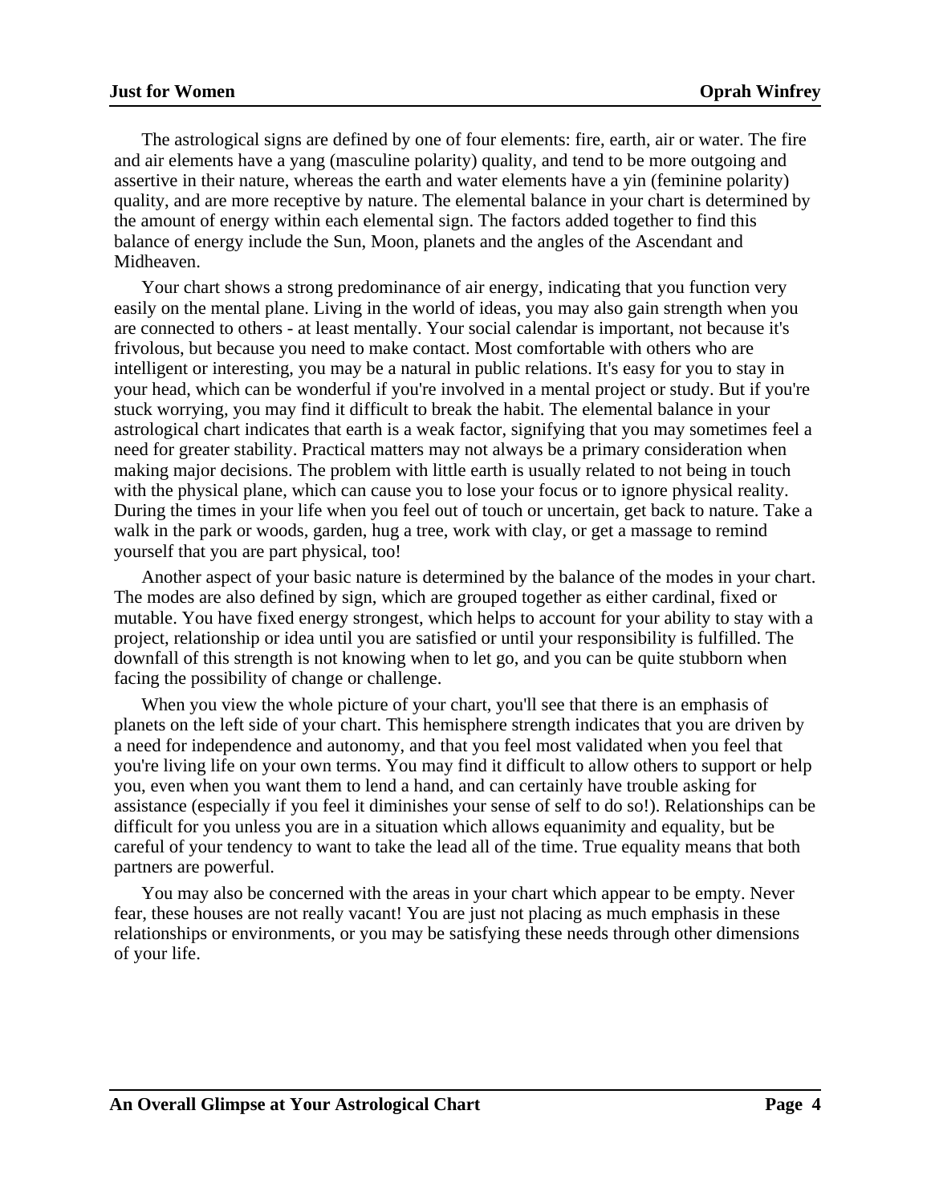The astrological signs are defined by one of four elements: fire, earth, air or water. The fire and air elements have a yang (masculine polarity) quality, and tend to be more outgoing and assertive in their nature, whereas the earth and water elements have a yin (feminine polarity) quality, and are more receptive by nature. The elemental balance in your chart is determined by the amount of energy within each elemental sign. The factors added together to find this balance of energy include the Sun, Moon, planets and the angles of the Ascendant and Midheaven.

Your chart shows a strong predominance of air energy, indicating that you function very easily on the mental plane. Living in the world of ideas, you may also gain strength when you are connected to others - at least mentally. Your social calendar is important, not because it's frivolous, but because you need to make contact. Most comfortable with others who are intelligent or interesting, you may be a natural in public relations. It's easy for you to stay in your head, which can be wonderful if you're involved in a mental project or study. But if you're stuck worrying, you may find it difficult to break the habit. The elemental balance in your astrological chart indicates that earth is a weak factor, signifying that you may sometimes feel a need for greater stability. Practical matters may not always be a primary consideration when making major decisions. The problem with little earth is usually related to not being in touch with the physical plane, which can cause you to lose your focus or to ignore physical reality. During the times in your life when you feel out of touch or uncertain, get back to nature. Take a walk in the park or woods, garden, hug a tree, work with clay, or get a massage to remind yourself that you are part physical, too!

Another aspect of your basic nature is determined by the balance of the modes in your chart. The modes are also defined by sign, which are grouped together as either cardinal, fixed or mutable. You have fixed energy strongest, which helps to account for your ability to stay with a project, relationship or idea until you are satisfied or until your responsibility is fulfilled. The downfall of this strength is not knowing when to let go, and you can be quite stubborn when facing the possibility of change or challenge.

When you view the whole picture of your chart, you'll see that there is an emphasis of planets on the left side of your chart. This hemisphere strength indicates that you are driven by a need for independence and autonomy, and that you feel most validated when you feel that you're living life on your own terms. You may find it difficult to allow others to support or help you, even when you want them to lend a hand, and can certainly have trouble asking for assistance (especially if you feel it diminishes your sense of self to do so!). Relationships can be difficult for you unless you are in a situation which allows equanimity and equality, but be careful of your tendency to want to take the lead all of the time. True equality means that both partners are powerful.

You may also be concerned with the areas in your chart which appear to be empty. Never fear, these houses are not really vacant! You are just not placing as much emphasis in these relationships or environments, or you may be satisfying these needs through other dimensions of your life.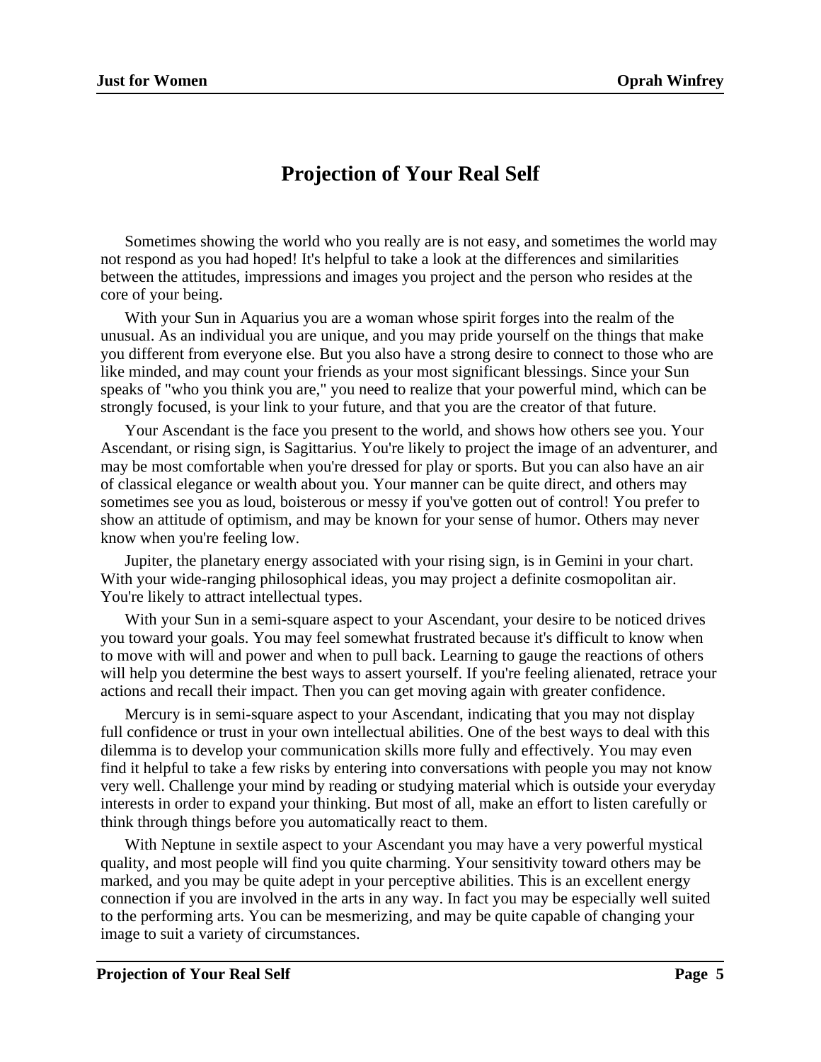# Projection of Your Real Self

Sometimes showing the world who you really are is not easy, and sometimes the world may not respond as you had hoped! It's helpful to take a look at the differences and similarities between the attitudes, impressions and images you project and the person who resides at the core of your being.

With your Sun in Aquarius you are a woman whose spirit forges into the realm of the unusual. As an individual you are unique, and you may pride yourself on the things that make you different from everyone else. But you also have a strong desire to connect to those who are like minded, and may count your friends as your most significant blessings. Since your Sun speaks of "who you think you are," you need to realize that your powerful mind, which can be strongly focused, is your link to your future, and that you are the creator of that future.

Your Ascendant is the face you present to the world, and shows how others see you. Your Ascendant, or rising sign, is Sagittarius. You're likely to project the image of an adventurer, and may be most comfortable when you're dressed for play or sports. But you can also have an air of classical elegance or wealth about you. Your manner can be quite direct, and others may sometimes see you as loud, boisterous or messy if you've gotten out of control! You prefer to show an attitude of optimism, and may be known for your sense of humor. Others may never know when you're feeling low.

Jupiter, the planetary energy associated with your rising sign, is in Gemini in your chart. With your wide-ranging philosophical ideas, you may project a definite cosmopolitan air. You're likely to attract intellectual types.

With your Sun in a semi-square aspect to your Ascendant, your desire to be noticed drives you toward your goals. You may feel somewhat frustrated because it's difficult to know when to move with will and power and when to pull back. Learning to gauge the reactions of others will help you determine the best ways to assert yourself. If you're feeling alienated, retrace your actions and recall their impact. Then you can get moving again with greater confidence.

Mercury is in semi-square aspect to your Ascendant, indicating that you may not display full confidence or trust in your own intellectual abilities. One of the best ways to deal with this dilemma is to develop your communication skills more fully and effectively. You may even find it helpful to take a few risks by entering into conversations with people you may not know very well. Challenge your mind by reading or studying material which is outside your everyday interests in order to expand your thinking. But most of all, make an effort to listen carefully or think through things before you automatically react to them.

With Neptune in sextile aspect to your Ascendant you may have a very powerful mystical quality, and most people will find you quite charming. Your sensitivity toward others may be marked, and you may be quite adept in your perceptive abilities. This is an excellent energy connection if you are involved in the arts in any way. In fact you may be especially well suited to the performing arts. You can be mesmerizing, and may be quite capable of changing your image to suit a variety of circumstances.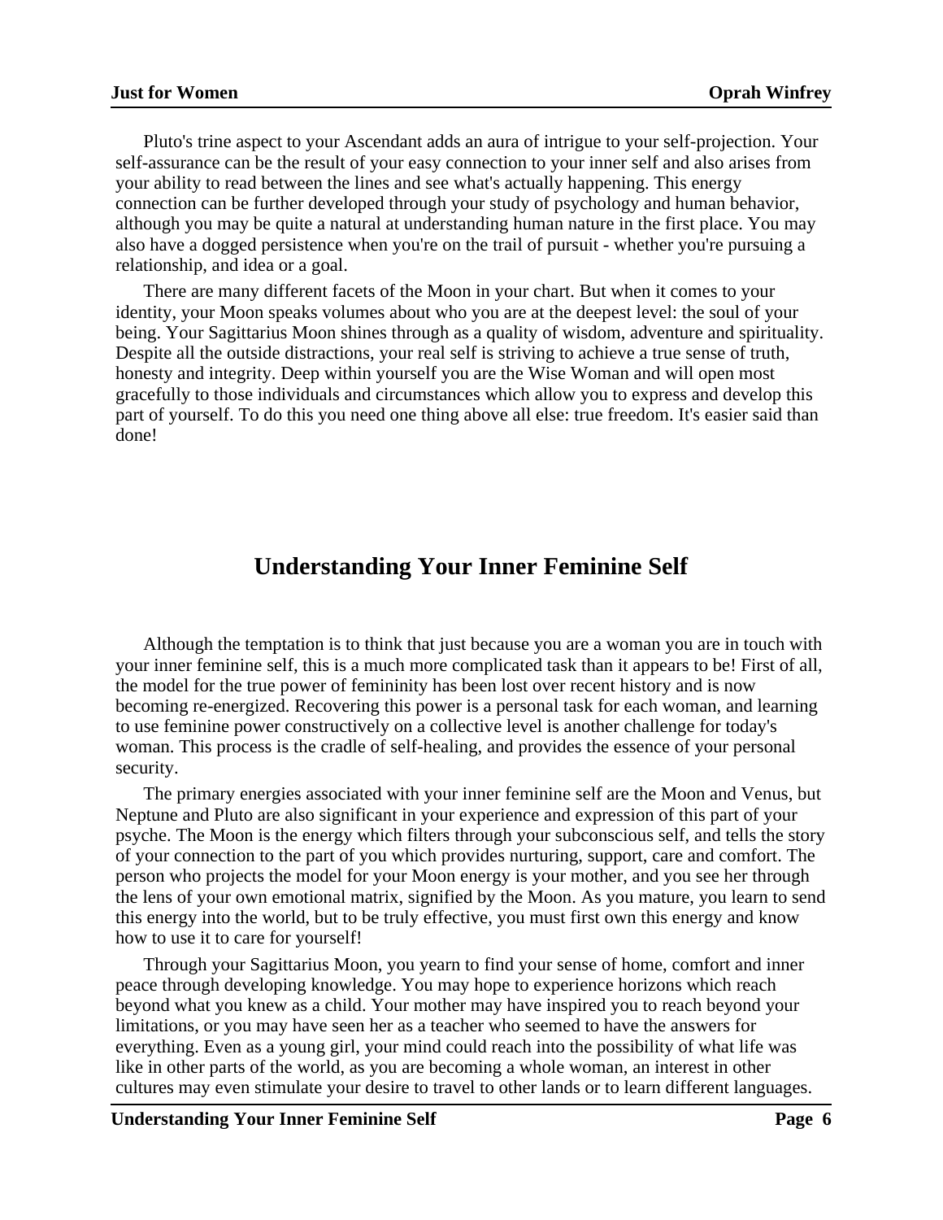Pluto's trine aspect to your Ascendant adds an aura of intrigue to your self-projection. Your self-assurance can be the result of your easy connection to your inner self and also arises from your ability to read between the lines and see what's actually happening. This energy connection can be further developed through your study of psychology and human behavior, although you may be quite a natural at understanding human nature in the first place. You may also have a dogged persistence when you're on the trail of pursuit - whether you're pursuing a relationship, and idea or a goal.

There are many different facets of the Moon in your chart. But when it comes to your identity, your Moon speaks volumes about who you are at the deepest level: the soul of your being. Your Sagittarius Moon shines through as a quality of wisdom, adventure and spirituality. Despite all the outside distractions, your real self is striving to achieve a true sense of truth, honesty and integrity. Deep within yourself you are the Wise Woman and will open most gracefully to those individuals and circumstances which allow you to express and develop this part of yourself. To do this you need one thing above all else: true freedom. It's easier said than done!

## Understanding Your Inner Feminine Self

Although the temptation is to think that just because you are a woman you are in touch with your inner feminine self, this is a much more complicated task than it appears to be! First of all, the model for the true power of femininity has been lost over recent history and is now becoming re-energized. Recovering this power is a personal task for each woman, and learning to use feminine power constructively on a collective level is another challenge for today's woman. This process is the cradle of self-healing, and provides the essence of your personal security.

The primary energies associated with your inner feminine self are the Moon and Venus, but Neptune and Pluto are also significant in your experience and expression of this part of your psyche. The Moon is the energy which filters through your subconscious self, and tells the story of your connection to the part of you which provides nurturing, support, care and comfort. The person who projects the model for your Moon energy is your mother, and you see her through the lens of your own emotional matrix, signified by the Moon. As you mature, you learn to send this energy into the world, but to be truly effective, you must first own this energy and know how to use it to care for yourself!

Through your Sagittarius Moon, you yearn to find your sense of home, comfort and inner peace through developing knowledge. You may hope to experience horizons which reach beyond what you knew as a child. Your mother may have inspired you to reach beyond your limitations, or you may have seen her as a teacher who seemed to have the answers for everything. Even as a young girl, your mind could reach into the possibility of what life was like in other parts of the world, as you are becoming a whole woman, an interest in other cultures may even stimulate your desire to travel to other lands or to learn different languages.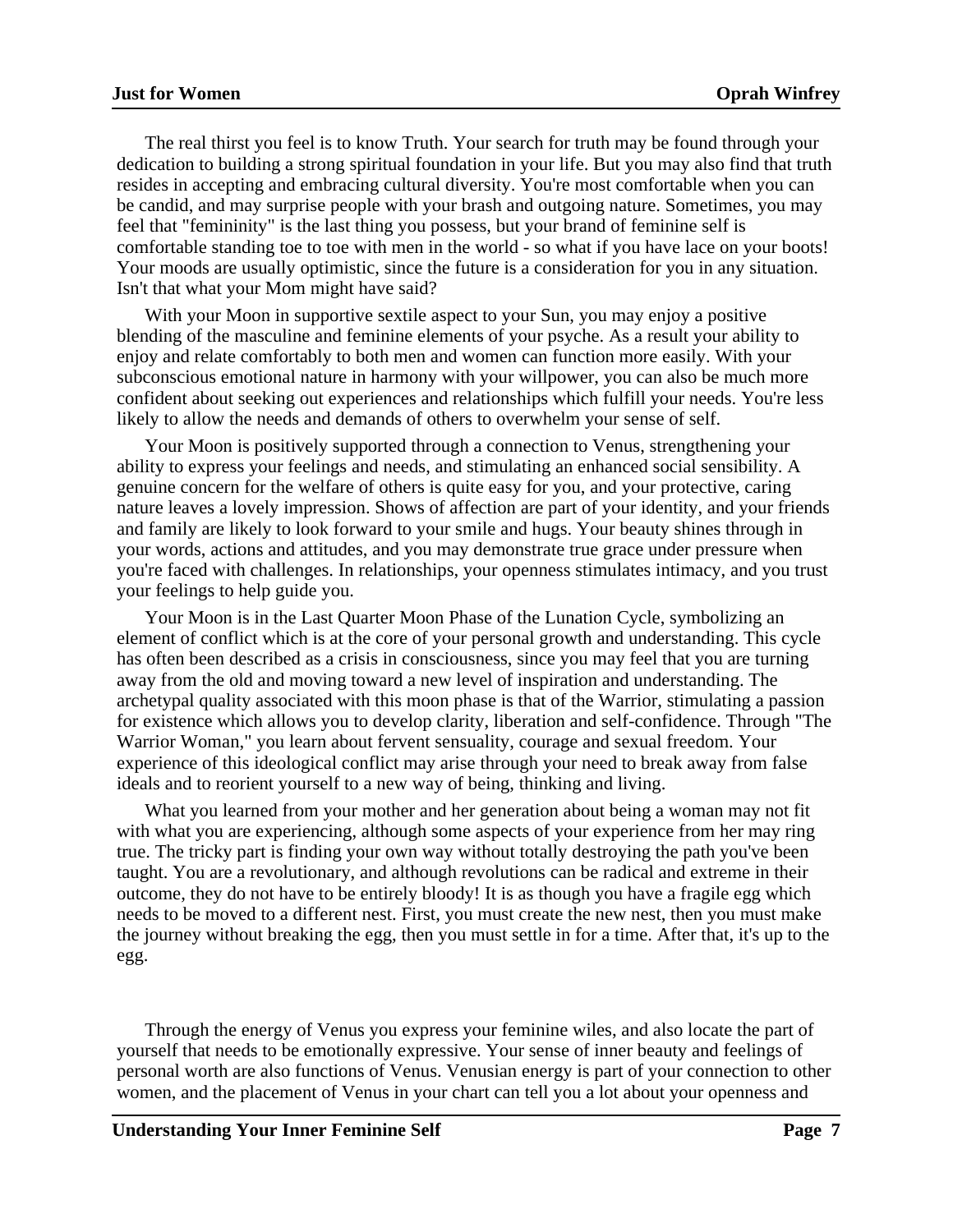The real thirst you feel is to know Truth. Your search for truth may be found through your dedication to building a strong spiritual foundation in your life. But you may also find that truth resides in accepting and embracing cultural diversity. You're most comfortable when you can be candid, and may surprise people with your brash and outgoing nature. Sometimes, you may feel that "femininity" is the last thing you possess, but your brand of feminine self is comfortable standing toe to toe with men in the world - so what if you have lace on your boots! Your moods are usually optimistic, since the future is a consideration for you in any situation. Isn't that what your Mom might have said?

With your Moon in supportive sextile aspect to your Sun, you may enjoy a positive blending of the masculine and feminine elements of your psyche. As a result your ability to enjoy and relate comfortably to both men and women can function more easily. With your subconscious emotional nature in harmony with your willpower, you can also be much more confident about seeking out experiences and relationships which fulfill your needs. You're less likely to allow the needs and demands of others to overwhelm your sense of self.

Your Moon is positively supported through a connection to Venus, strengthening your ability to express your feelings and needs, and stimulating an enhanced social sensibility. A genuine concern for the welfare of others is quite easy for you, and your protective, caring nature leaves a lovely impression. Shows of affection are part of your identity, and your friends and family are likely to look forward to your smile and hugs. Your beauty shines through in your words, actions and attitudes, and you may demonstrate true grace under pressure when you're faced with challenges. In relationships, your openness stimulates intimacy, and you trust your feelings to help guide you.

Your Moon is in the Last Quarter Moon Phase of the Lunation Cycle, symbolizing an element of conflict which is at the core of your personal growth and understanding. This cycle has often been described as a crisis in consciousness, since you may feel that you are turning away from the old and moving toward a new level of inspiration and understanding. The archetypal quality associated with this moon phase is that of the Warrior, stimulating a passion for existence which allows you to develop clarity, liberation and self-confidence. Through "The Warrior Woman," you learn about fervent sensuality, courage and sexual freedom. Your experience of this ideological conflict may arise through your need to break away from false ideals and to reorient yourself to a new way of being, thinking and living.

What you learned from your mother and her generation about being a woman may not fit with what you are experiencing, although some aspects of your experience from her may ring true. The tricky part is finding your own way without totally destroying the path you've been taught. You are a revolutionary, and although revolutions can be radical and extreme in their outcome, they do not have to be entirely bloody! It is as though you have a fragile egg which needs to be moved to a different nest. First, you must create the new nest, then you must make the journey without breaking the egg, then you must settle in for a time. After that, it's up to the egg.

Through the energy of Venus you express your feminine wiles, and also locate the part of yourself that needs to be emotionally expressive. Your sense of inner beauty and feelings of personal worth are also functions of Venus. Venusian energy is part of your connection to other women, and the placement of Venus in your chart can tell you a lot about your openness and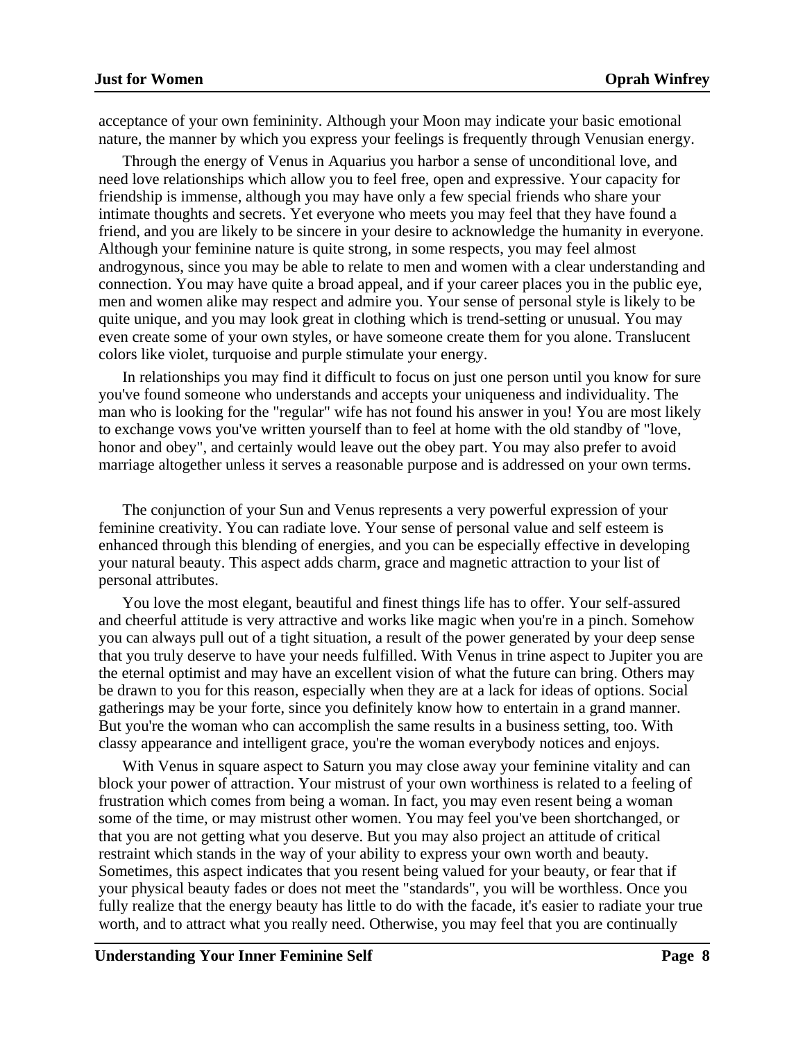acceptance of your own femininity. Although your Moon may indicate your basic emotional nature, the manner by which you express your feelings is frequently through Venusian energy.

Through the energy of Venus in Aquarius you harbor a sense of unconditional love, and need love relationships which allow you to feel free, open and expressive. Your capacity for friendship is immense, although you may have only a few special friends who share your intimate thoughts and secrets. Yet everyone who meets you may feel that they have found a friend, and you are likely to be sincere in your desire to acknowledge the humanity in everyone. Although your feminine nature is quite strong, in some respects, you may feel almost androgynous, since you may be able to relate to men and women with a clear understanding and connection. You may have quite a broad appeal, and if your career places you in the public eye, men and women alike may respect and admire you. Your sense of personal style is likely to be quite unique, and you may look great in clothing which is trend-setting or unusual. You may even create some of your own styles, or have someone create them for you alone. Translucent colors like violet, turquoise and purple stimulate your energy.

In relationships you may find it difficult to focus on just one person until you know for sure you've found someone who understands and accepts your uniqueness and individuality. The man who is looking for the "regular" wife has not found his answer in you! You are most likely to exchange vows you've written yourself than to feel at home with the old standby of "love, honor and obey", and certainly would leave out the obey part. You may also prefer to avoid marriage altogether unless it serves a reasonable purpose and is addressed on your own terms.

The conjunction of your Sun and Venus represents a very powerful expression of your feminine creativity. You can radiate love. Your sense of personal value and self esteem is enhanced through this blending of energies, and you can be especially effective in developing your natural beauty. This aspect adds charm, grace and magnetic attraction to your list of personal attributes.

You love the most elegant, beautiful and finest things life has to offer. Your self-assured and cheerful attitude is very attractive and works like magic when you're in a pinch. Somehow you can always pull out of a tight situation, a result of the power generated by your deep sense that you truly deserve to have your needs fulfilled. With Venus in trine aspect to Jupiter you are the eternal optimist and may have an excellent vision of what the future can bring. Others may be drawn to you for this reason, especially when they are at a lack for ideas of options. Social gatherings may be your forte, since you definitely know how to entertain in a grand manner. But you're the woman who can accomplish the same results in a business setting, too. With classy appearance and intelligent grace, you're the woman everybody notices and enjoys.

With Venus in square aspect to Saturn you may close away your feminine vitality and can block your power of attraction. Your mistrust of your own worthiness is related to a feeling of frustration which comes from being a woman. In fact, you may even resent being a woman some of the time, or may mistrust other women. You may feel you've been shortchanged, or that you are not getting what you deserve. But you may also project an attitude of critical restraint which stands in the way of your ability to express your own worth and beauty. Sometimes, this aspect indicates that you resent being valued for your beauty, or fear that if your physical beauty fades or does not meet the "standards", you will be worthless. Once you fully realize that the energy beauty has little to do with the facade, it's easier to radiate your true worth, and to attract what you really need. Otherwise, you may feel that you are continually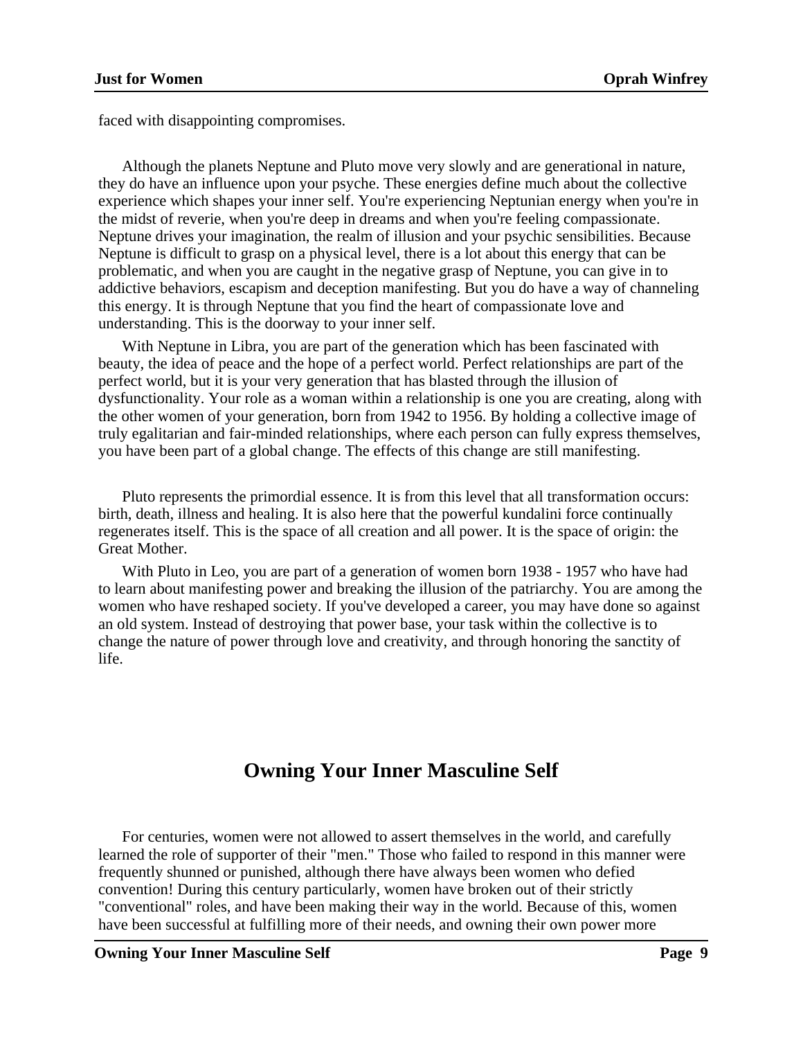faced with disappointing compromises.

Although the planets Neptune and Pluto move very slowly and are generational in nature, they do have an influence upon your psyche. These energies define much about the collective experience which shapes your inner self. You're experiencing Neptunian energy when you're in the midst of reverie, when you're deep in dreams and when you're feeling compassionate. Neptune drives your imagination, the realm of illusion and your psychic sensibilities. Because Neptune is difficult to grasp on a physical level, there is a lot about this energy that can be problematic, and when you are caught in the negative grasp of Neptune, you can give in to addictive behaviors, escapism and deception manifesting. But you do have a way of channeling this energy. It is through Neptune that you find the heart of compassionate love and understanding. This is the doorway to your inner self.

With Neptune in Libra, you are part of the generation which has been fascinated with beauty, the idea of peace and the hope of a perfect world. Perfect relationships are part of the perfect world, but it is your very generation that has blasted through the illusion of dysfunctionality. Your role as a woman within a relationship is one you are creating, along with the other women of your generation, born from 1942 to 1956. By holding a collective image of truly egalitarian and fair-minded relationships, where each person can fully express themselves, you have been part of a global change. The effects of this change are still manifesting.

Pluto represents the primordial essence. It is from this level that all transformation occurs: birth, death, illness and healing. It is also here that the powerful kundalini force continually regenerates itself. This is the space of all creation and all power. It is the space of origin: the Great Mother.

With Pluto in Leo, you are part of a generation of women born 1938 - 1957 who have had to learn about manifesting power and breaking the illusion of the patriarchy. You are among the women who have reshaped society. If you've developed a career, you may have done so against an old system. Instead of destroying that power base, your task within the collective is to change the nature of power through love and creativity, and through honoring the sanctity of life.

## Owning Your Inner Masculine Self

For centuries, women were not allowed to assert themselves in the world, and carefully learned the role of supporter of their "men." Those who failed to respond in this manner were frequently shunned or punished, although there have always been women who defied convention! During this century particularly, women have broken out of their strictly "conventional" roles, and have been making their way in the world. Because of this, women have been successful at fulfilling more of their needs, and owning their own power more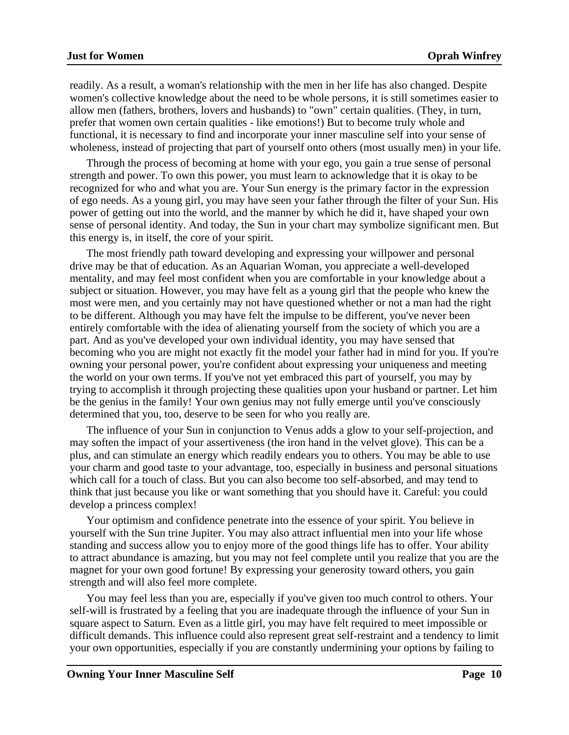readily. As a result, a woman's relationship with the men in her life has also changed. Despite women's collective knowledge about the need to be whole persons, it is still sometimes easier to allow men (fathers, brothers, lovers and husbands) to "own" certain qualities. (They, in turn, prefer that women own certain qualities - like emotions!) But to become truly whole and functional, it is necessary to find and incorporate your inner masculine self into your sense of wholeness, instead of projecting that part of yourself onto others (most usually men) in your life.

Through the process of becoming at home with your ego, you gain a true sense of personal strength and power. To own this power, you must learn to acknowledge that it is okay to be recognized for who and what you are. Your Sun energy is the primary factor in the expression of ego needs. As a young girl, you may have seen your father through the filter of your Sun. His power of getting out into the world, and the manner by which he did it, have shaped your own sense of personal identity. And today, the Sun in your chart may symbolize significant men. But this energy is, in itself, the core of your spirit.

The most friendly path toward developing and expressing your willpower and personal drive may be that of education. As an Aquarian Woman, you appreciate a well-developed mentality, and may feel most confident when you are comfortable in your knowledge about a subject or situation. However, you may have felt as a young girl that the people who knew the most were men, and you certainly may not have questioned whether or not a man had the right to be different. Although you may have felt the impulse to be different, you've never been entirely comfortable with the idea of alienating yourself from the society of which you are a part. And as you've developed your own individual identity, you may have sensed that becoming who you are might not exactly fit the model your father had in mind for you. If you're owning your personal power, you're confident about expressing your uniqueness and meeting the world on your own terms. If you've not yet embraced this part of yourself, you may by trying to accomplish it through projecting these qualities upon your husband or partner. Let him be the genius in the family! Your own genius may not fully emerge until you've consciously determined that you, too, deserve to be seen for who you really are.

The influence of your Sun in conjunction to Venus adds a glow to your self-projection, and may soften the impact of your assertiveness (the iron hand in the velvet glove). This can be a plus, and can stimulate an energy which readily endears you to others. You may be able to use your charm and good taste to your advantage, too, especially in business and personal situations which call for a touch of class. But you can also become too self-absorbed, and may tend to think that just because you like or want something that you should have it. Careful: you could develop a princess complex!

Your optimism and confidence penetrate into the essence of your spirit. You believe in yourself with the Sun trine Jupiter. You may also attract influential men into your life whose standing and success allow you to enjoy more of the good things life has to offer. Your ability to attract abundance is amazing, but you may not feel complete until you realize that you are the magnet for your own good fortune! By expressing your generosity toward others, you gain strength and will also feel more complete.

You may feel less than you are, especially if you've given too much control to others. Your self-will is frustrated by a feeling that you are inadequate through the influence of your Sun in square aspect to Saturn. Even as a little girl, you may have felt required to meet impossible or difficult demands. This influence could also represent great self-restraint and a tendency to limit your own opportunities, especially if you are constantly undermining your options by failing to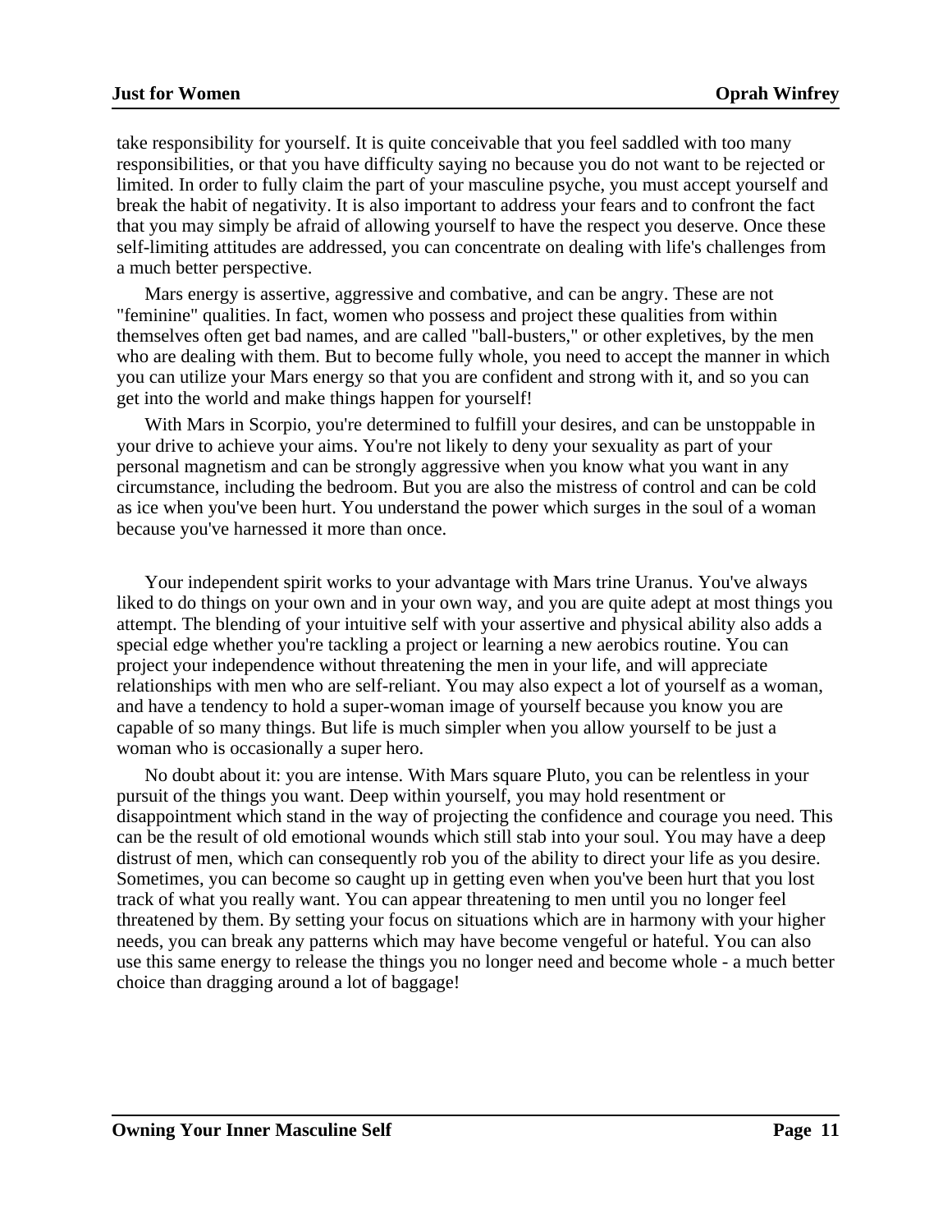take responsibility for yourself. It is quite conceivable that you feel saddled with too many responsibilities, or that you have difficulty saying no because you do not want to be rejected or limited. In order to fully claim the part of your masculine psyche, you must accept yourself and break the habit of negativity. It is also important to address your fears and to confront the fact that you may simply be afraid of allowing yourself to have the respect you deserve. Once these self-limiting attitudes are addressed, you can concentrate on dealing with life's challenges from a much better perspective.

Mars energy is assertive, aggressive and combative, and can be angry. These are not "feminine" qualities. In fact, women who possess and project these qualities from within themselves often get bad names, and are called "ball-busters," or other expletives, by the men who are dealing with them. But to become fully whole, you need to accept the manner in which you can utilize your Mars energy so that you are confident and strong with it, and so you can get into the world and make things happen for yourself!

With Mars in Scorpio, you're determined to fulfill your desires, and can be unstoppable in your drive to achieve your aims. You're not likely to deny your sexuality as part of your personal magnetism and can be strongly aggressive when you know what you want in any circumstance, including the bedroom. But you are also the mistress of control and can be cold as ice when you've been hurt. You understand the power which surges in the soul of a woman because you've harnessed it more than once.

Your independent spirit works to your advantage with Mars trine Uranus. You've always liked to do things on your own and in your own way, and you are quite adept at most things you attempt. The blending of your intuitive self with your assertive and physical ability also adds a special edge whether you're tackling a project or learning a new aerobics routine. You can project your independence without threatening the men in your life, and will appreciate relationships with men who are self-reliant. You may also expect a lot of yourself as a woman, and have a tendency to hold a super-woman image of yourself because you know you are capable of so many things. But life is much simpler when you allow yourself to be just a woman who is occasionally a super hero.

No doubt about it: you are intense. With Mars square Pluto, you can be relentless in your pursuit of the things you want. Deep within yourself, you may hold resentment or disappointment which stand in the way of projecting the confidence and courage you need. This can be the result of old emotional wounds which still stab into your soul. You may have a deep distrust of men, which can consequently rob you of the ability to direct your life as you desire. Sometimes, you can become so caught up in getting even when you've been hurt that you lost track of what you really want. You can appear threatening to men until you no longer feel threatened by them. By setting your focus on situations which are in harmony with your higher needs, you can break any patterns which may have become vengeful or hateful. You can also use this same energy to release the things you no longer need and become whole - a much better choice than dragging around a lot of baggage!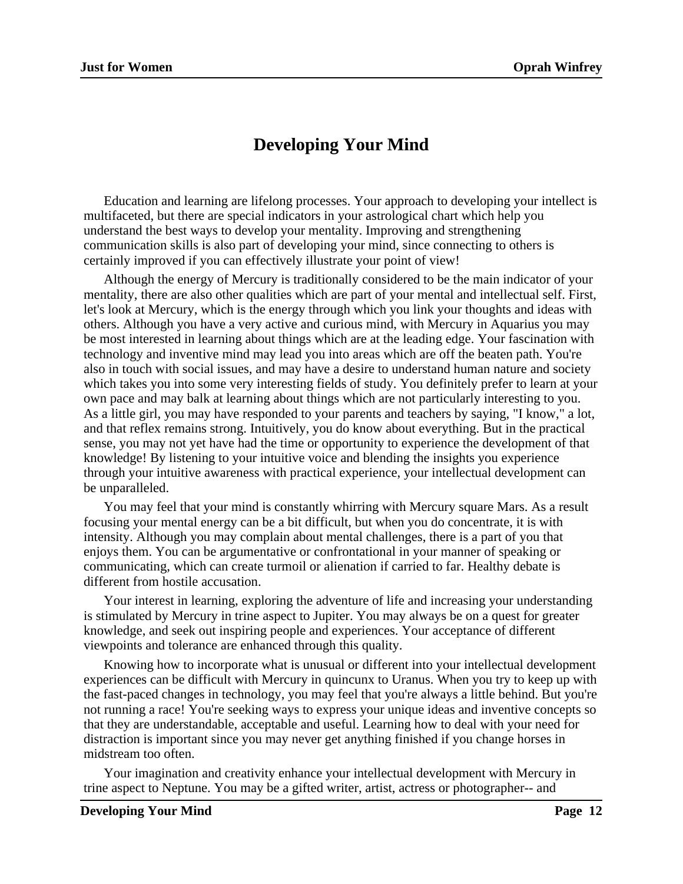# Developing Your Mind

Education and learning are lifelong processes. Your approach to developing your intellect is multifaceted, but there are special indicators in your astrological chart which help you understand the best ways to develop your mentality. Improving and strengthening communication skills is also part of developing your mind, since connecting to others is certainly improved if you can effectively illustrate your point of view!

Although the energy of Mercury is traditionally considered to be the main indicator of your mentality, there are also other qualities which are part of your mental and intellectual self. First, let's look at Mercury, which is the energy through which you link your thoughts and ideas with others. Although you have a very active and curious mind, with Mercury in Aquarius you may be most interested in learning about things which are at the leading edge. Your fascination with technology and inventive mind may lead you into areas which are off the beaten path. You're also in touch with social issues, and may have a desire to understand human nature and society which takes you into some very interesting fields of study. You definitely prefer to learn at your own pace and may balk at learning about things which are not particularly interesting to you. As a little girl, you may have responded to your parents and teachers by saying, "I know," a lot, and that reflex remains strong. Intuitively, you do know about everything. But in the practical sense, you may not yet have had the time or opportunity to experience the development of that knowledge! By listening to your intuitive voice and blending the insights you experience through your intuitive awareness with practical experience, your intellectual development can be unparalleled.

You may feel that your mind is constantly whirring with Mercury square Mars. As a result focusing your mental energy can be a bit difficult, but when you do concentrate, it is with intensity. Although you may complain about mental challenges, there is a part of you that enjoys them. You can be argumentative or confrontational in your manner of speaking or communicating, which can create turmoil or alienation if carried to far. Healthy debate is different from hostile accusation.

Your interest in learning, exploring the adventure of life and increasing your understanding is stimulated by Mercury in trine aspect to Jupiter. You may always be on a quest for greater knowledge, and seek out inspiring people and experiences. Your acceptance of different viewpoints and tolerance are enhanced through this quality.

Knowing how to incorporate what is unusual or different into your intellectual development experiences can be difficult with Mercury in quincunx to Uranus. When you try to keep up with the fast-paced changes in technology, you may feel that you're always a little behind. But you're not running a race! You're seeking ways to express your unique ideas and inventive concepts so that they are understandable, acceptable and useful. Learning how to deal with your need for distraction is important since you may never get anything finished if you change horses in midstream too often.

Your imagination and creativity enhance your intellectual development with Mercury in trine aspect to Neptune. You may be a gifted writer, artist, actress or photographer-- and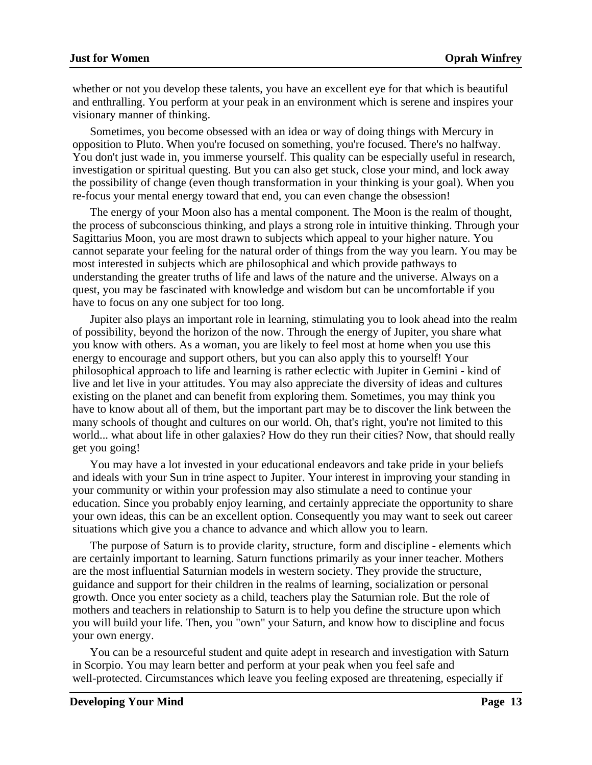whether or not you develop these talents, you have an excellent eye for that which is beautiful and enthralling. You perform at your peak in an environment which is serene and inspires your visionary manner of thinking.

Sometimes, you become obsessed with an idea or way of doing things with Mercury in opposition to Pluto. When you're focused on something, you're focused. There's no halfway. You don't just wade in, you immerse yourself. This quality can be especially useful in research, investigation or spiritual questing. But you can also get stuck, close your mind, and lock away the possibility of change (even though transformation in your thinking is your goal). When you re-focus your mental energy toward that end, you can even change the obsession!

The energy of your Moon also has a mental component. The Moon is the realm of thought, the process of subconscious thinking, and plays a strong role in intuitive thinking. Through your Sagittarius Moon, you are most drawn to subjects which appeal to your higher nature. You cannot separate your feeling for the natural order of things from the way you learn. You may be most interested in subjects which are philosophical and which provide pathways to understanding the greater truths of life and laws of the nature and the universe. Always on a quest, you may be fascinated with knowledge and wisdom but can be uncomfortable if you have to focus on any one subject for too long.

Jupiter also plays an important role in learning, stimulating you to look ahead into the realm of possibility, beyond the horizon of the now. Through the energy of Jupiter, you share what you know with others. As a woman, you are likely to feel most at home when you use this energy to encourage and support others, but you can also apply this to yourself! Your philosophical approach to life and learning is rather eclectic with Jupiter in Gemini - kind of live and let live in your attitudes. You may also appreciate the diversity of ideas and cultures existing on the planet and can benefit from exploring them. Sometimes, you may think you have to know about all of them, but the important part may be to discover the link between the many schools of thought and cultures on our world. Oh, that's right, you're not limited to this world... what about life in other galaxies? How do they run their cities? Now, that should really get you going!

You may have a lot invested in your educational endeavors and take pride in your beliefs and ideals with your Sun in trine aspect to Jupiter. Your interest in improving your standing in your community or within your profession may also stimulate a need to continue your education. Since you probably enjoy learning, and certainly appreciate the opportunity to share your own ideas, this can be an excellent option. Consequently you may want to seek out career situations which give you a chance to advance and which allow you to learn.

The purpose of Saturn is to provide clarity, structure, form and discipline - elements which are certainly important to learning. Saturn functions primarily as your inner teacher. Mothers are the most influential Saturnian models in western society. They provide the structure, guidance and support for their children in the realms of learning, socialization or personal growth. Once you enter society as a child, teachers play the Saturnian role. But the role of mothers and teachers in relationship to Saturn is to help you define the structure upon which you will build your life. Then, you "own" your Saturn, and know how to discipline and focus your own energy.

You can be a resourceful student and quite adept in research and investigation with Saturn in Scorpio. You may learn better and perform at your peak when you feel safe and well-protected. Circumstances which leave you feeling exposed are threatening, especially if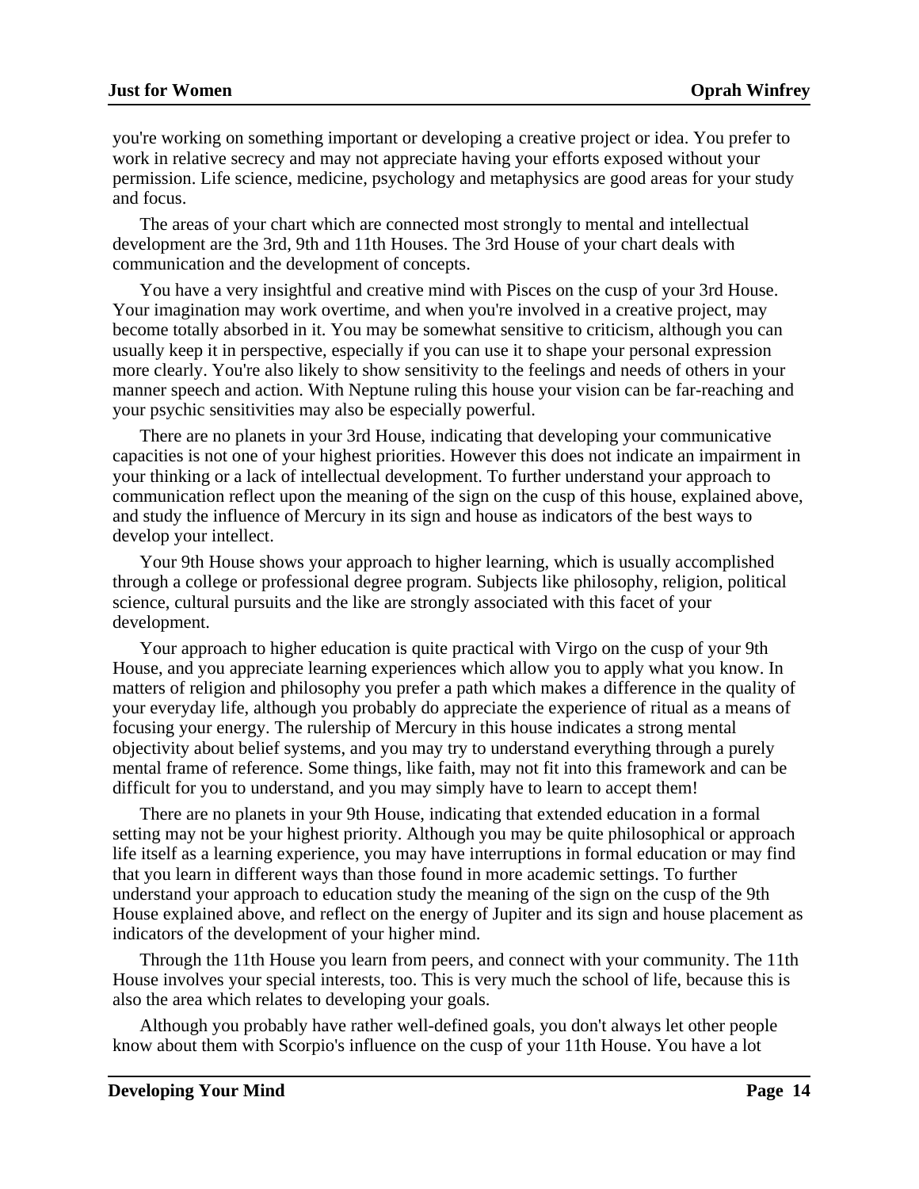you're working on something important or developing a creative project or idea. You prefer to work in relative secrecy and may not appreciate having your efforts exposed without your permission. Life science, medicine, psychology and metaphysics are good areas for your study and focus.

The areas of your chart which are connected most strongly to mental and intellectual development are the 3rd, 9th and 11th Houses. The 3rd House of your chart deals with communication and the development of concepts.

You have a very insightful and creative mind with Pisces on the cusp of your 3rd House. Your imagination may work overtime, and when you're involved in a creative project, may become totally absorbed in it. You may be somewhat sensitive to criticism, although you can usually keep it in perspective, especially if you can use it to shape your personal expression more clearly. You're also likely to show sensitivity to the feelings and needs of others in your manner speech and action. With Neptune ruling this house your vision can be far-reaching and your psychic sensitivities may also be especially powerful.

There are no planets in your 3rd House, indicating that developing your communicative capacities is not one of your highest priorities. However this does not indicate an impairment in your thinking or a lack of intellectual development. To further understand your approach to communication reflect upon the meaning of the sign on the cusp of this house, explained above, and study the influence of Mercury in its sign and house as indicators of the best ways to develop your intellect.

Your 9th House shows your approach to higher learning, which is usually accomplished through a college or professional degree program. Subjects like philosophy, religion, political science, cultural pursuits and the like are strongly associated with this facet of your development.

Your approach to higher education is quite practical with Virgo on the cusp of your 9th House, and you appreciate learning experiences which allow you to apply what you know. In matters of religion and philosophy you prefer a path which makes a difference in the quality of your everyday life, although you probably do appreciate the experience of ritual as a means of focusing your energy. The rulership of Mercury in this house indicates a strong mental objectivity about belief systems, and you may try to understand everything through a purely mental frame of reference. Some things, like faith, may not fit into this framework and can be difficult for you to understand, and you may simply have to learn to accept them!

There are no planets in your 9th House, indicating that extended education in a formal setting may not be your highest priority. Although you may be quite philosophical or approach life itself as a learning experience, you may have interruptions in formal education or may find that you learn in different ways than those found in more academic settings. To further understand your approach to education study the meaning of the sign on the cusp of the 9th House explained above, and reflect on the energy of Jupiter and its sign and house placement as indicators of the development of your higher mind.

Through the 11th House you learn from peers, and connect with your community. The 11th House involves your special interests, too. This is very much the school of life, because this is also the area which relates to developing your goals.

Although you probably have rather well-defined goals, you don't always let other people know about them with Scorpio's influence on the cusp of your 11th House. You have a lot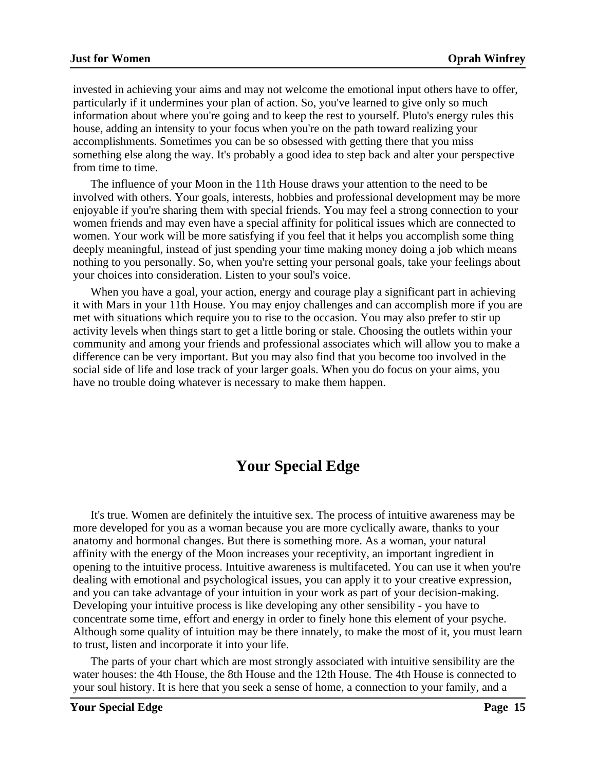invested in achieving your aims and may not welcome the emotional input others have to offer, particularly if it undermines your plan of action. So, you've learned to give only so much information about where you're going and to keep the rest to yourself. Pluto's energy rules this house, adding an intensity to your focus when you're on the path toward realizing your accomplishments. Sometimes you can be so obsessed with getting there that you miss something else along the way. It's probably a good idea to step back and alter your perspective from time to time.

The influence of your Moon in the 11th House draws your attention to the need to be involved with others. Your goals, interests, hobbies and professional development may be more enjoyable if you're sharing them with special friends. You may feel a strong connection to your women friends and may even have a special affinity for political issues which are connected to women. Your work will be more satisfying if you feel that it helps you accomplish some thing deeply meaningful, instead of just spending your time making money doing a job which means nothing to you personally. So, when you're setting your personal goals, take your feelings about your choices into consideration. Listen to your soul's voice.

When you have a goal, your action, energy and courage play a significant part in achieving it with Mars in your 11th House. You may enjoy challenges and can accomplish more if you are met with situations which require you to rise to the occasion. You may also prefer to stir up activity levels when things start to get a little boring or stale. Choosing the outlets within your community and among your friends and professional associates which will allow you to make a difference can be very important. But you may also find that you become too involved in the social side of life and lose track of your larger goals. When you do focus on your aims, you have no trouble doing whatever is necessary to make them happen.

# Your Special Edge

It's true. Women are definitely the intuitive sex. The process of intuitive awareness may be more developed for you as a woman because you are more cyclically aware, thanks to your anatomy and hormonal changes. But there is something more. As a woman, your natural affinity with the energy of the Moon increases your receptivity, an important ingredient in opening to the intuitive process. Intuitive awareness is multifaceted. You can use it when you're dealing with emotional and psychological issues, you can apply it to your creative expression, and you can take advantage of your intuition in your work as part of your decision-making. Developing your intuitive process is like developing any other sensibility - you have to concentrate some time, effort and energy in order to finely hone this element of your psyche. Although some quality of intuition may be there innately, to make the most of it, you must learn to trust, listen and incorporate it into your life.

The parts of your chart which are most strongly associated with intuitive sensibility are the water houses: the 4th House, the 8th House and the 12th House. The 4th House is connected to your soul history. It is here that you seek a sense of home, a connection to your family, and a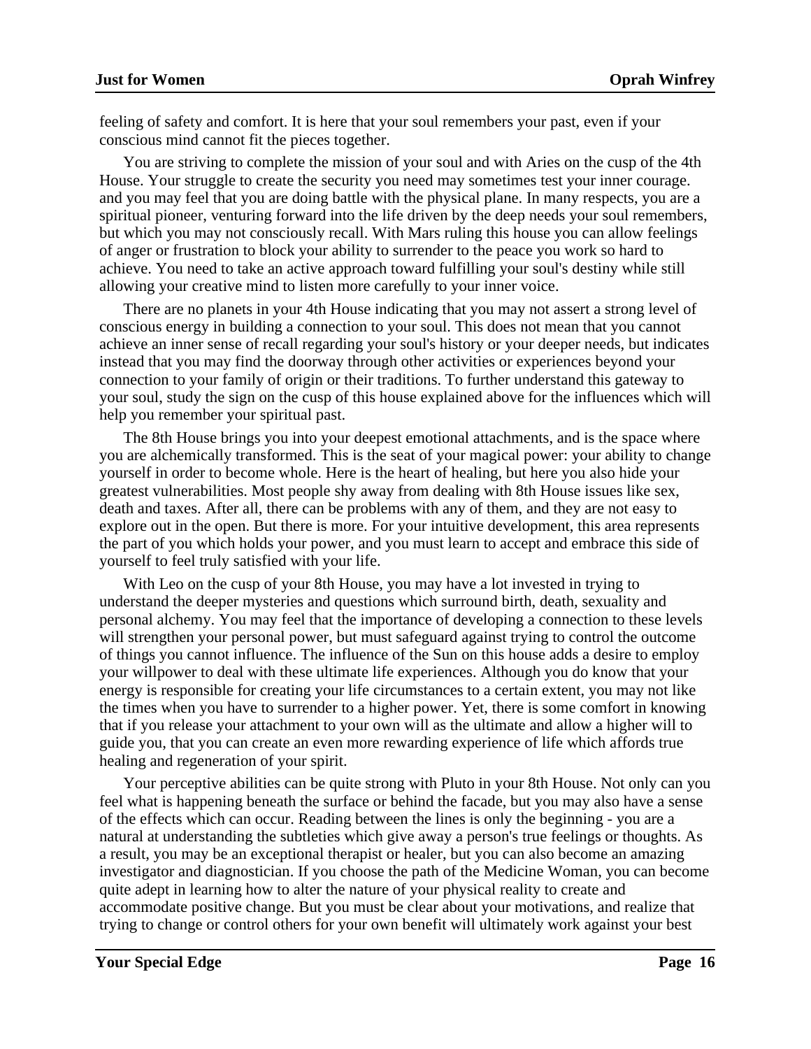feeling of safety and comfort. It is here that your soul remembers your past, even if your conscious mind cannot fit the pieces together.

You are striving to complete the mission of your soul and with Aries on the cusp of the 4th House. Your struggle to create the security you need may sometimes test your inner courage. and you may feel that you are doing battle with the physical plane. In many respects, you are a spiritual pioneer, venturing forward into the life driven by the deep needs your soul remembers, but which you may not consciously recall. With Mars ruling this house you can allow feelings of anger or frustration to block your ability to surrender to the peace you work so hard to achieve. You need to take an active approach toward fulfilling your soul's destiny while still allowing your creative mind to listen more carefully to your inner voice.

There are no planets in your 4th House indicating that you may not assert a strong level of conscious energy in building a connection to your soul. This does not mean that you cannot achieve an inner sense of recall regarding your soul's history or your deeper needs, but indicates instead that you may find the doorway through other activities or experiences beyond your connection to your family of origin or their traditions. To further understand this gateway to your soul, study the sign on the cusp of this house explained above for the influences which will help you remember your spiritual past.

The 8th House brings you into your deepest emotional attachments, and is the space where you are alchemically transformed. This is the seat of your magical power: your ability to change yourself in order to become whole. Here is the heart of healing, but here you also hide your greatest vulnerabilities. Most people shy away from dealing with 8th House issues like sex, death and taxes. After all, there can be problems with any of them, and they are not easy to explore out in the open. But there is more. For your intuitive development, this area represents the part of you which holds your power, and you must learn to accept and embrace this side of yourself to feel truly satisfied with your life.

With Leo on the cusp of your 8th House, you may have a lot invested in trying to understand the deeper mysteries and questions which surround birth, death, sexuality and personal alchemy. You may feel that the importance of developing a connection to these levels will strengthen your personal power, but must safeguard against trying to control the outcome of things you cannot influence. The influence of the Sun on this house adds a desire to employ your willpower to deal with these ultimate life experiences. Although you do know that your energy is responsible for creating your life circumstances to a certain extent, you may not like the times when you have to surrender to a higher power. Yet, there is some comfort in knowing that if you release your attachment to your own will as the ultimate and allow a higher will to guide you, that you can create an even more rewarding experience of life which affords true healing and regeneration of your spirit.

Your perceptive abilities can be quite strong with Pluto in your 8th House. Not only can you feel what is happening beneath the surface or behind the facade, but you may also have a sense of the effects which can occur. Reading between the lines is only the beginning - you are a natural at understanding the subtleties which give away a person's true feelings or thoughts. As a result, you may be an exceptional therapist or healer, but you can also become an amazing investigator and diagnostician. If you choose the path of the Medicine Woman, you can become quite adept in learning how to alter the nature of your physical reality to create and accommodate positive change. But you must be clear about your motivations, and realize that trying to change or control others for your own benefit will ultimately work against your best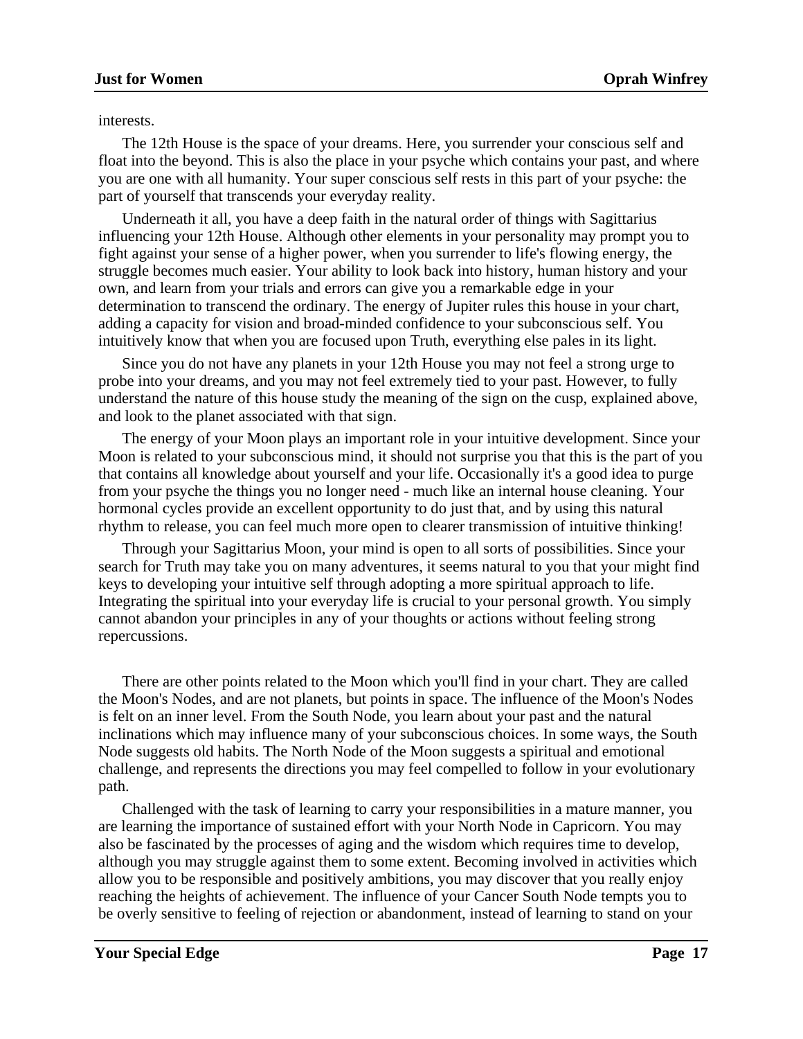interests.

The 12th House is the space of your dreams. Here, you surrender your conscious self and float into the beyond. This is also the place in your psyche which contains your past, and where you are one with all humanity. Your super conscious self rests in this part of your psyche: the part of yourself that transcends your everyday reality.

Underneath it all, you have a deep faith in the natural order of things with Sagittarius influencing your 12th House. Although other elements in your personality may prompt you to fight against your sense of a higher power, when you surrender to life's flowing energy, the struggle becomes much easier. Your ability to look back into history, human history and your own, and learn from your trials and errors can give you a remarkable edge in your determination to transcend the ordinary. The energy of Jupiter rules this house in your chart, adding a capacity for vision and broad-minded confidence to your subconscious self. You intuitively know that when you are focused upon Truth, everything else pales in its light.

Since you do not have any planets in your 12th House you may not feel a strong urge to probe into your dreams, and you may not feel extremely tied to your past. However, to fully understand the nature of this house study the meaning of the sign on the cusp, explained above, and look to the planet associated with that sign.

The energy of your Moon plays an important role in your intuitive development. Since your Moon is related to your subconscious mind, it should not surprise you that this is the part of you that contains all knowledge about yourself and your life. Occasionally it's a good idea to purge from your psyche the things you no longer need - much like an internal house cleaning. Your hormonal cycles provide an excellent opportunity to do just that, and by using this natural rhythm to release, you can feel much more open to clearer transmission of intuitive thinking!

Through your Sagittarius Moon, your mind is open to all sorts of possibilities. Since your search for Truth may take you on many adventures, it seems natural to you that your might find keys to developing your intuitive self through adopting a more spiritual approach to life. Integrating the spiritual into your everyday life is crucial to your personal growth. You simply cannot abandon your principles in any of your thoughts or actions without feeling strong repercussions.

There are other points related to the Moon which you'll find in your chart. They are called the Moon's Nodes, and are not planets, but points in space. The influence of the Moon's Nodes is felt on an inner level. From the South Node, you learn about your past and the natural inclinations which may influence many of your subconscious choices. In some ways, the South Node suggests old habits. The North Node of the Moon suggests a spiritual and emotional challenge, and represents the directions you may feel compelled to follow in your evolutionary path.

Challenged with the task of learning to carry your responsibilities in a mature manner, you are learning the importance of sustained effort with your North Node in Capricorn. You may also be fascinated by the processes of aging and the wisdom which requires time to develop, although you may struggle against them to some extent. Becoming involved in activities which allow you to be responsible and positively ambitions, you may discover that you really enjoy reaching the heights of achievement. The influence of your Cancer South Node tempts you to be overly sensitive to feeling of rejection or abandonment, instead of learning to stand on your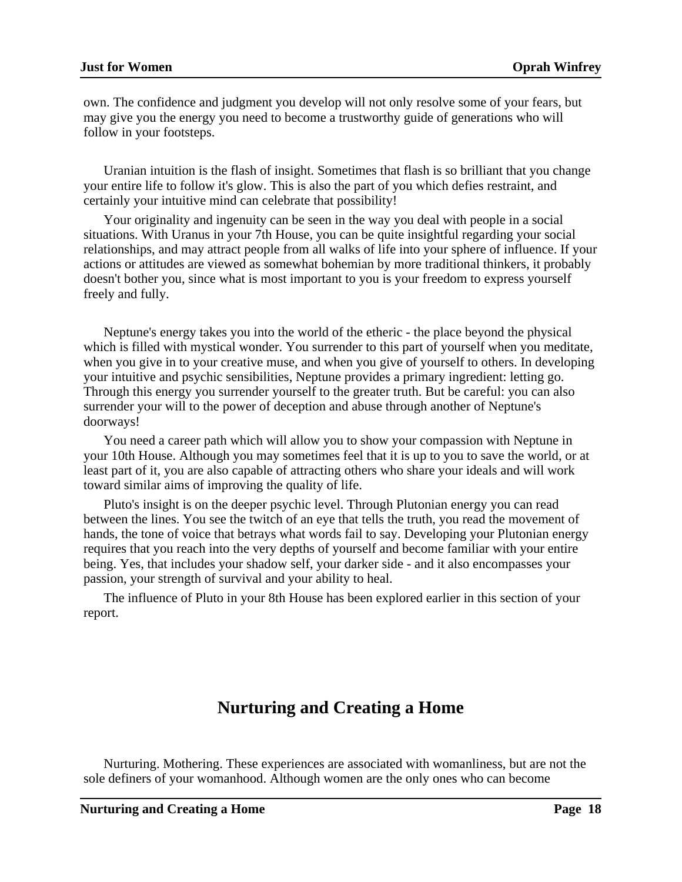own. The confidence and judgment you develop will not only resolve some of your fears, but may give you the energy you need to become a trustworthy guide of generations who will follow in your footsteps.

Uranian intuition is the flash of insight. Sometimes that flash is so brilliant that you change your entire life to follow it's glow. This is also the part of you which defies restraint, and certainly your intuitive mind can celebrate that possibility!

Your originality and ingenuity can be seen in the way you deal with people in a social situations. With Uranus in your 7th House, you can be quite insightful regarding your social relationships, and may attract people from all walks of life into your sphere of influence. If your actions or attitudes are viewed as somewhat bohemian by more traditional thinkers, it probably doesn't bother you, since what is most important to you is your freedom to express yourself freely and fully.

Neptune's energy takes you into the world of the etheric - the place beyond the physical which is filled with mystical wonder. You surrender to this part of yourself when you meditate, when you give in to your creative muse, and when you give of yourself to others. In developing your intuitive and psychic sensibilities, Neptune provides a primary ingredient: letting go. Through this energy you surrender yourself to the greater truth. But be careful: you can also surrender your will to the power of deception and abuse through another of Neptune's doorways!

You need a career path which will allow you to show your compassion with Neptune in your 10th House. Although you may sometimes feel that it is up to you to save the world, or at least part of it, you are also capable of attracting others who share your ideals and will work toward similar aims of improving the quality of life.

Pluto's insight is on the deeper psychic level. Through Plutonian energy you can read between the lines. You see the twitch of an eye that tells the truth, you read the movement of hands, the tone of voice that betrays what words fail to say. Developing your Plutonian energy requires that you reach into the very depths of yourself and become familiar with your entire being. Yes, that includes your shadow self, your darker side - and it also encompasses your passion, your strength of survival and your ability to heal.

The influence of Pluto in your 8th House has been explored earlier in this section of your report.

## Nurturing and Creating a Home

Nurturing. Mothering. These experiences are associated with womanliness, but are not the sole definers of your womanhood. Although women are the only ones who can become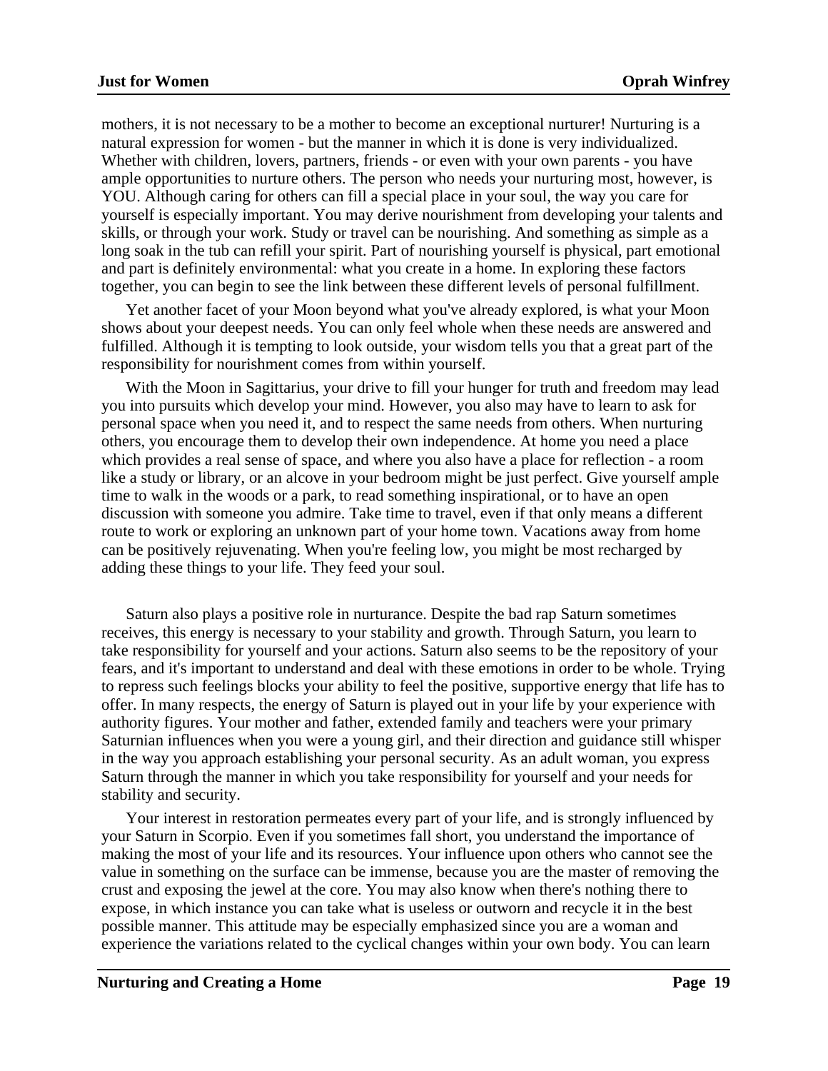mothers, it is not necessary to be a mother to become an exceptional nurturer! Nurturing is a natural expression for women - but the manner in which it is done is very individualized. Whether with children, lovers, partners, friends - or even with your own parents - you have ample opportunities to nurture others. The person who needs your nurturing most, however, is YOU. Although caring for others can fill a special place in your soul, the way you care for yourself is especially important. You may derive nourishment from developing your talents and skills, or through your work. Study or travel can be nourishing. And something as simple as a long soak in the tub can refill your spirit. Part of nourishing yourself is physical, part emotional and part is definitely environmental: what you create in a home. In exploring these factors together, you can begin to see the link between these different levels of personal fulfillment.

Yet another facet of your Moon beyond what you've already explored, is what your Moon shows about your deepest needs. You can only feel whole when these needs are answered and fulfilled. Although it is tempting to look outside, your wisdom tells you that a great part of the responsibility for nourishment comes from within yourself.

With the Moon in Sagittarius, your drive to fill your hunger for truth and freedom may lead you into pursuits which develop your mind. However, you also may have to learn to ask for personal space when you need it, and to respect the same needs from others. When nurturing others, you encourage them to develop their own independence. At home you need a place which provides a real sense of space, and where you also have a place for reflection - a room like a study or library, or an alcove in your bedroom might be just perfect. Give yourself ample time to walk in the woods or a park, to read something inspirational, or to have an open discussion with someone you admire. Take time to travel, even if that only means a different route to work or exploring an unknown part of your home town. Vacations away from home can be positively rejuvenating. When you're feeling low, you might be most recharged by adding these things to your life. They feed your soul.

Saturn also plays a positive role in nurturance. Despite the bad rap Saturn sometimes receives, this energy is necessary to your stability and growth. Through Saturn, you learn to take responsibility for yourself and your actions. Saturn also seems to be the repository of your fears, and it's important to understand and deal with these emotions in order to be whole. Trying to repress such feelings blocks your ability to feel the positive, supportive energy that life has to offer. In many respects, the energy of Saturn is played out in your life by your experience with authority figures. Your mother and father, extended family and teachers were your primary Saturnian influences when you were a young girl, and their direction and guidance still whisper in the way you approach establishing your personal security. As an adult woman, you express Saturn through the manner in which you take responsibility for yourself and your needs for stability and security.

Your interest in restoration permeates every part of your life, and is strongly influenced by your Saturn in Scorpio. Even if you sometimes fall short, you understand the importance of making the most of your life and its resources. Your influence upon others who cannot see the value in something on the surface can be immense, because you are the master of removing the crust and exposing the jewel at the core. You may also know when there's nothing there to expose, in which instance you can take what is useless or outworn and recycle it in the best possible manner. This attitude may be especially emphasized since you are a woman and experience the variations related to the cyclical changes within your own body. You can learn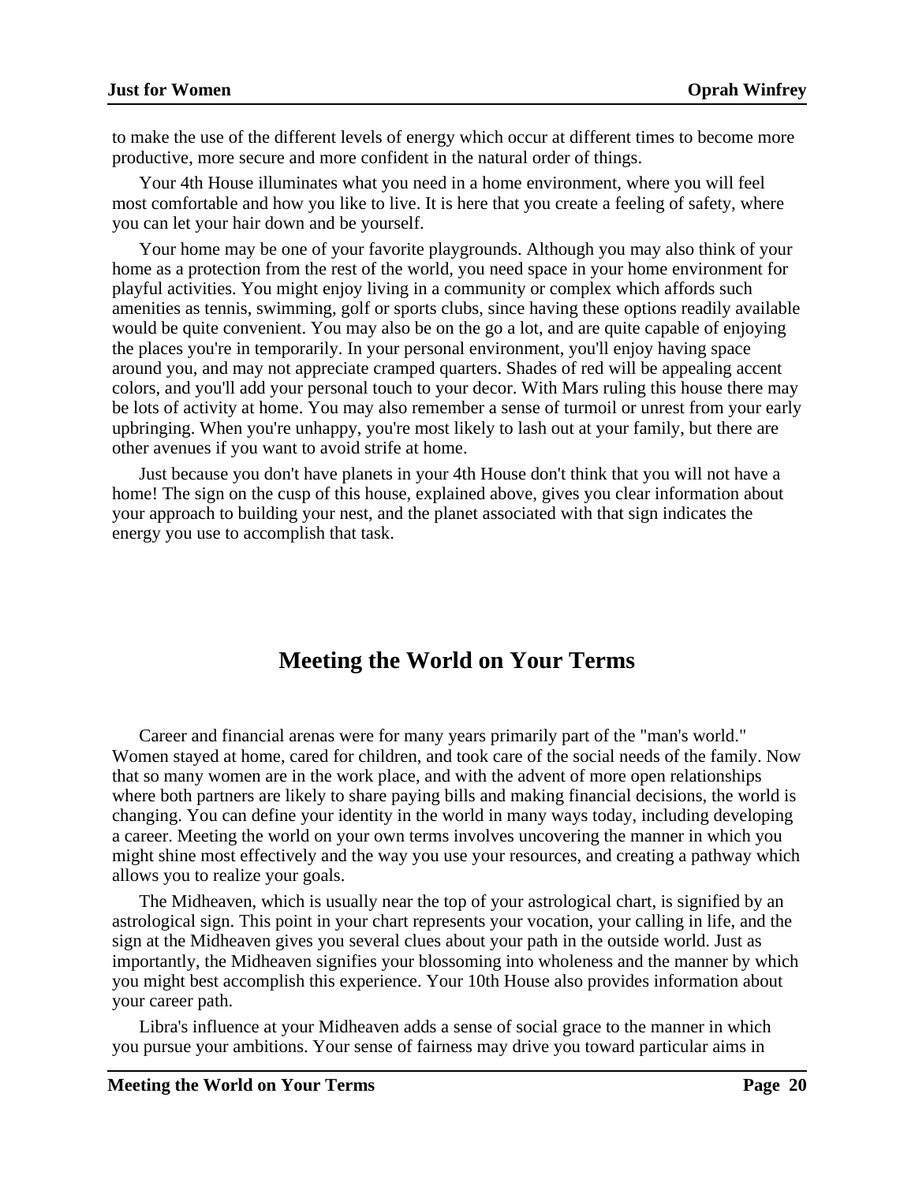to make the use of the different levels of energy which occur at different times to become more productive, more secure and more confident in the natural order of things.

Your 4th House illuminates what you need in a home environment, where you will feel most comfortable and how you like to live. It is here that you create a feeling of safety, where you can let your hair down and be yourself.

Your home may be one of your favorite playgrounds. Although you may also think of your home as a protection from the rest of the world, you need space in your home environment for playful activities. You might enjoy living in a community or complex which affords such amenities as tennis, swimming, golf or sports clubs, since having these options readily available would be quite convenient. You may also be on the go a lot, and are quite capable of enjoying the places you're in temporarily. In your personal environment, you'll enjoy having space around you, and may not appreciate cramped quarters. Shades of red will be appealing accent colors, and you'll add your personal touch to your decor. With Mars ruling this house there may be lots of activity at home. You may also remember a sense of turmoil or unrest from your early upbringing. When you're unhappy, you're most likely to lash out at your family, but there are other avenues if you want to avoid strife at home.

Just because you don't have planets in your 4th House don't think that you will not have a home! The sign on the cusp of this house, explained above, gives you clear information about your approach to building your nest, and the planet associated with that sign indicates the energy you use to accomplish that task.

## Meeting the World on Your Terms

Career and financial arenas were for many years primarily part of the "man's world." Women stayed at home, cared for children, and took care of the social needs of the family. Now that so many women are in the work place, and with the advent of more open relationships where both partners are likely to share paying bills and making financial decisions, the world is changing. You can define your identity in the world in many ways today, including developing a career. Meeting the world on your own terms involves uncovering the manner in which you might shine most effectively and the way you use your resources, and creating a pathway which allows you to realize your goals.

The Midheaven, which is usually near the top of your astrological chart, is signified by an astrological sign. This point in your chart represents your vocation, your calling in life, and the sign at the Midheaven gives you several clues about your path in the outside world. Just as importantly, the Midheaven signifies your blossoming into wholeness and the manner by which you might best accomplish this experience. Your 10th House also provides information about your career path.

Libra's influence at your Midheaven adds a sense of social grace to the manner in which you pursue your ambitions. Your sense of fairness may drive you toward particular aims in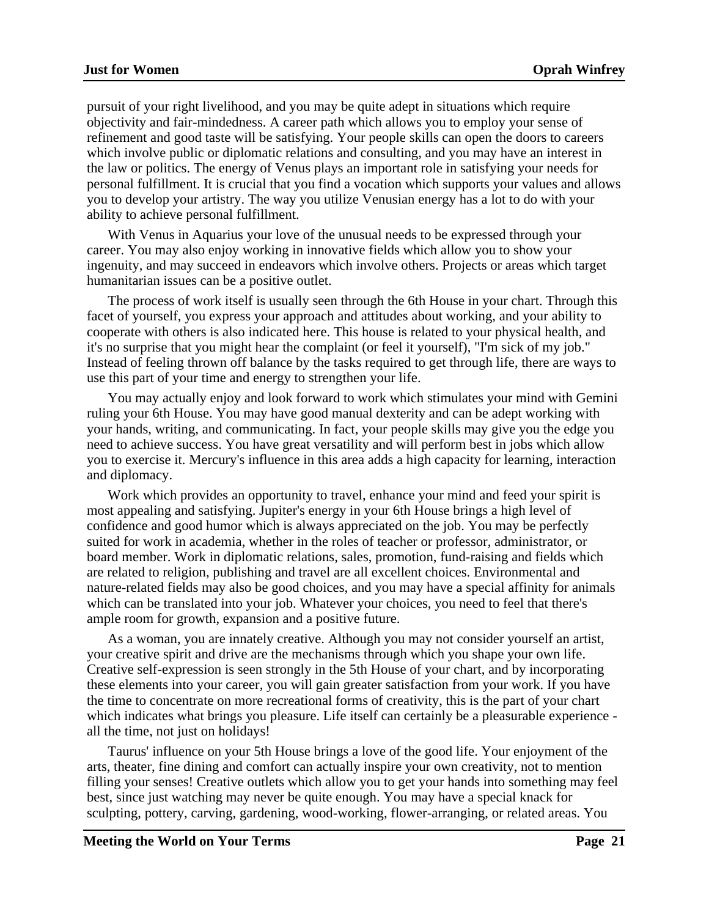pursuit of your right livelihood, and you may be quite adept in situations which require objectivity and fair-mindedness. A career path which allows you to employ your sense of refinement and good taste will be satisfying. Your people skills can open the doors to careers which involve public or diplomatic relations and consulting, and you may have an interest in the law or politics. The energy of Venus plays an important role in satisfying your needs for personal fulfillment. It is crucial that you find a vocation which supports your values and allows you to develop your artistry. The way you utilize Venusian energy has a lot to do with your ability to achieve personal fulfillment.

With Venus in Aquarius your love of the unusual needs to be expressed through your career. You may also enjoy working in innovative fields which allow you to show your ingenuity, and may succeed in endeavors which involve others. Projects or areas which target humanitarian issues can be a positive outlet.

The process of work itself is usually seen through the 6th House in your chart. Through this facet of yourself, you express your approach and attitudes about working, and your ability to cooperate with others is also indicated here. This house is related to your physical health, and it's no surprise that you might hear the complaint (or feel it yourself), "I'm sick of my job." Instead of feeling thrown off balance by the tasks required to get through life, there are ways to use this part of your time and energy to strengthen your life.

You may actually enjoy and look forward to work which stimulates your mind with Gemini ruling your 6th House. You may have good manual dexterity and can be adept working with your hands, writing, and communicating. In fact, your people skills may give you the edge you need to achieve success. You have great versatility and will perform best in jobs which allow you to exercise it. Mercury's influence in this area adds a high capacity for learning, interaction and diplomacy.

Work which provides an opportunity to travel, enhance your mind and feed your spirit is most appealing and satisfying. Jupiter's energy in your 6th House brings a high level of confidence and good humor which is always appreciated on the job. You may be perfectly suited for work in academia, whether in the roles of teacher or professor, administrator, or board member. Work in diplomatic relations, sales, promotion, fund-raising and fields which are related to religion, publishing and travel are all excellent choices. Environmental and nature-related fields may also be good choices, and you may have a special affinity for animals which can be translated into your job. Whatever your choices, you need to feel that there's ample room for growth, expansion and a positive future.

As a woman, you are innately creative. Although you may not consider yourself an artist, your creative spirit and drive are the mechanisms through which you shape your own life. Creative self-expression is seen strongly in the 5th House of your chart, and by incorporating these elements into your career, you will gain greater satisfaction from your work. If you have the time to concentrate on more recreational forms of creativity, this is the part of your chart which indicates what brings you pleasure. Life itself can certainly be a pleasurable experience - all the time, not just on holidays!

Taurus' influence on your 5th House brings a love of the good life. Your enjoyment of the arts, theater, fine dining and comfort can actually inspire your own creativity, not to mention filling your senses! Creative outlets which allow you to get your hands into something may feel best, since just watching may never be quite enough. You may have a special knack for sculpting, pottery, carving, gardening, wood-working, flower-arranging, or related areas. You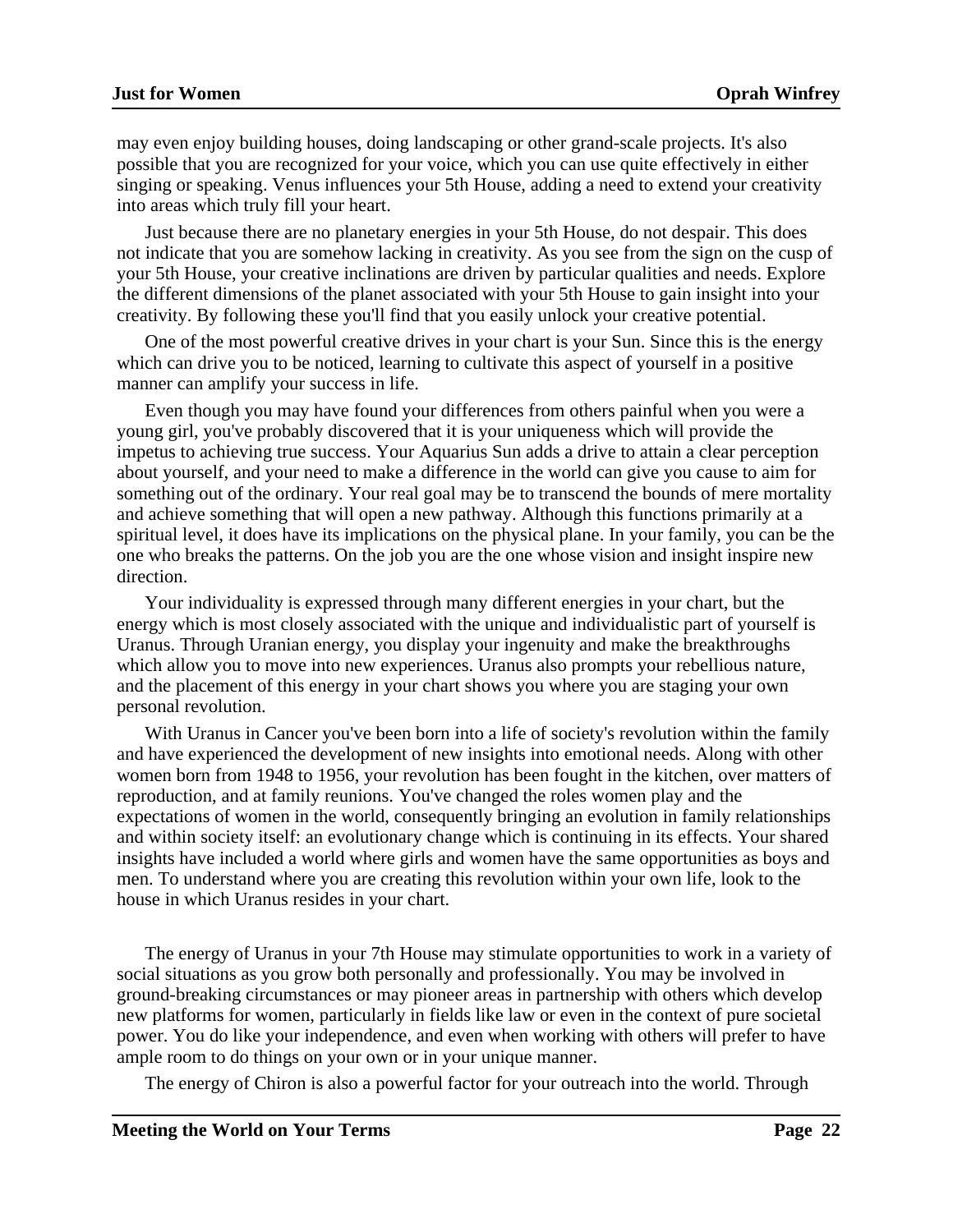may even enjoy building houses, doing landscaping or other grand-scale projects. It's also possible that you are recognized for your voice, which you can use quite effectively in either singing or speaking. Venus influences your 5th House, adding a need to extend your creativity into areas which truly fill your heart.

Just because there are no planetary energies in your 5th House, do not despair. This does not indicate that you are somehow lacking in creativity. As you see from the sign on the cusp of your 5th House, your creative inclinations are driven by particular qualities and needs. Explore the different dimensions of the planet associated with your 5th House to gain insight into your creativity. By following these you'll find that you easily unlock your creative potential.

One of the most powerful creative drives in your chart is your Sun. Since this is the energy which can drive you to be noticed, learning to cultivate this aspect of yourself in a positive manner can amplify your success in life.

Even though you may have found your differences from others painful when you were a young girl, you've probably discovered that it is your uniqueness which will provide the impetus to achieving true success. Your Aquarius Sun adds a drive to attain a clear perception about yourself, and your need to make a difference in the world can give you cause to aim for something out of the ordinary. Your real goal may be to transcend the bounds of mere mortality and achieve something that will open a new pathway. Although this functions primarily at a spiritual level, it does have its implications on the physical plane. In your family, you can be the one who breaks the patterns. On the job you are the one whose vision and insight inspire new direction.

Your individuality is expressed through many different energies in your chart, but the energy which is most closely associated with the unique and individualistic part of yourself is Uranus. Through Uranian energy, you display your ingenuity and make the breakthroughs which allow you to move into new experiences. Uranus also prompts your rebellious nature, and the placement of this energy in your chart shows you where you are staging your own personal revolution.

With Uranus in Cancer you've been born into a life of society's revolution within the family and have experienced the development of new insights into emotional needs. Along with other women born from 1948 to 1956, your revolution has been fought in the kitchen, over matters of reproduction, and at family reunions. You've changed the roles women play and the expectations of women in the world, consequently bringing an evolution in family relationships and within society itself: an evolutionary change which is continuing in its effects. Your shared insights have included a world where girls and women have the same opportunities as boys and men. To understand where you are creating this revolution within your own life, look to the house in which Uranus resides in your chart.

The energy of Uranus in your 7th House may stimulate opportunities to work in a variety of social situations as you grow both personally and professionally. You may be involved in ground-breaking circumstances or may pioneer areas in partnership with others which develop new platforms for women, particularly in fields like law or even in the context of pure societal power. You do like your independence, and even when working with others will prefer to have ample room to do things on your own or in your unique manner.

The energy of Chiron is also a powerful factor for your outreach into the world. Through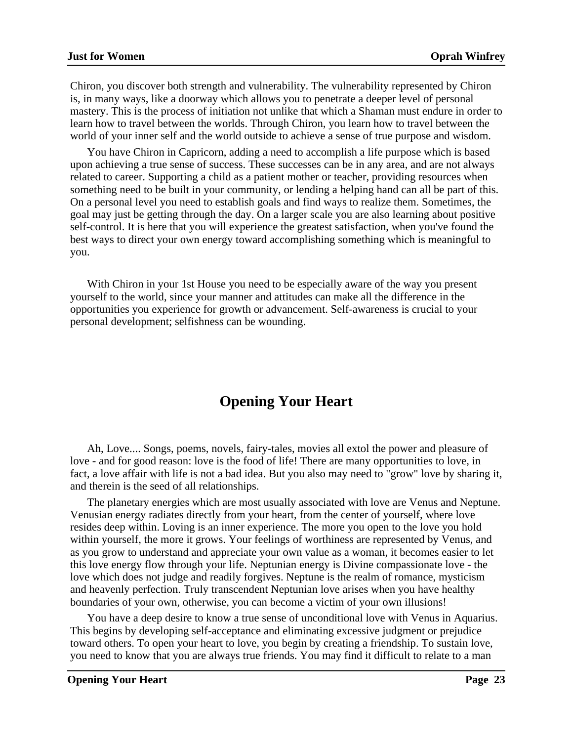Chiron, you discover both strength and vulnerability. The vulnerability represented by Chiron is, in many ways, like a doorway which allows you to penetrate a deeper level of personal mastery. This is the process of initiation not unlike that which a Shaman must endure in order to learn how to travel between the worlds. Through Chiron, you learn how to travel between the world of your inner self and the world outside to achieve a sense of true purpose and wisdom.

You have Chiron in Capricorn, adding a need to accomplish a life purpose which is based upon achieving a true sense of success. These successes can be in any area, and are not always related to career. Supporting a child as a patient mother or teacher, providing resources when something need to be built in your community, or lending a helping hand can all be part of this. On a personal level you need to establish goals and find ways to realize them. Sometimes, the goal may just be getting through the day. On a larger scale you are also learning about positive self-control. It is here that you will experience the greatest satisfaction, when you've found the best ways to direct your own energy toward accomplishing something which is meaningful to you.

With Chiron in your 1st House you need to be especially aware of the way you present yourself to the world, since your manner and attitudes can make all the difference in the opportunities you experience for growth or advancement. Self-awareness is crucial to your personal development; selfishness can be wounding.

## Opening Your Heart

Ah, Love.... Songs, poems, novels, fairy-tales, movies all extol the power and pleasure of love - and for good reason: love is the food of life! There are many opportunities to love, in fact, a love affair with life is not a bad idea. But you also may need to "grow" love by sharing it, and therein is the seed of all relationships.

The planetary energies which are most usually associated with love are Venus and Neptune. Venusian energy radiates directly from your heart, from the center of yourself, where love resides deep within. Loving is an inner experience. The more you open to the love you hold within yourself, the more it grows. Your feelings of worthiness are represented by Venus, and as you grow to understand and appreciate your own value as a woman, it becomes easier to let this love energy flow through your life. Neptunian energy is Divine compassionate love - the love which does not judge and readily forgives. Neptune is the realm of romance, mysticism and heavenly perfection. Truly transcendent Neptunian love arises when you have healthy boundaries of your own, otherwise, you can become a victim of your own illusions!

You have a deep desire to know a true sense of unconditional love with Venus in Aquarius. This begins by developing self-acceptance and eliminating excessive judgment or prejudice toward others. To open your heart to love, you begin by creating a friendship. To sustain love, you need to know that you are always true friends. You may find it difficult to relate to a man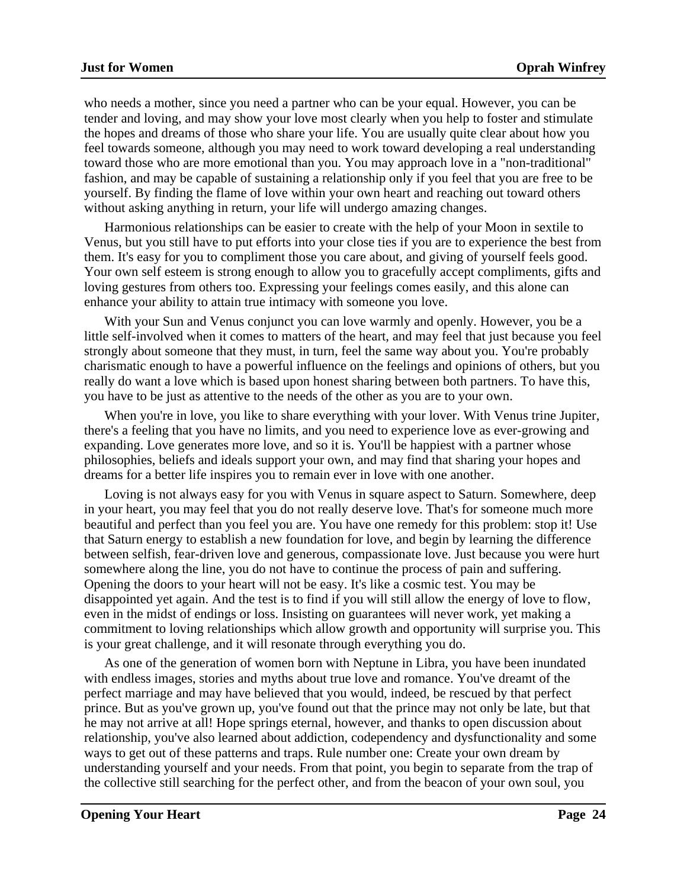who needs a mother, since you need a partner who can be your equal. However, you can be tender and loving, and may show your love most clearly when you help to foster and stimulate the hopes and dreams of those who share your life. You are usually quite clear about how you feel towards someone, although you may need to work toward developing a real understanding toward those who are more emotional than you. You may approach love in a "non-traditional" fashion, and may be capable of sustaining a relationship only if you feel that you are free to be yourself. By finding the flame of love within your own heart and reaching out toward others without asking anything in return, your life will undergo amazing changes.

Harmonious relationships can be easier to create with the help of your Moon in sextile to Venus, but you still have to put efforts into your close ties if you are to experience the best from them. It's easy for you to compliment those you care about, and giving of yourself feels good. Your own self esteem is strong enough to allow you to gracefully accept compliments, gifts and loving gestures from others too. Expressing your feelings comes easily, and this alone can enhance your ability to attain true intimacy with someone you love.

With your Sun and Venus conjunct you can love warmly and openly. However, you be a little self-involved when it comes to matters of the heart, and may feel that just because you feel strongly about someone that they must, in turn, feel the same way about you. You're probably charismatic enough to have a powerful influence on the feelings and opinions of others, but you really do want a love which is based upon honest sharing between both partners. To have this, you have to be just as attentive to the needs of the other as you are to your own.

When you're in love, you like to share everything with your lover. With Venus trine Jupiter, there's a feeling that you have no limits, and you need to experience love as ever-growing and expanding. Love generates more love, and so it is. You'll be happiest with a partner whose philosophies, beliefs and ideals support your own, and may find that sharing your hopes and dreams for a better life inspires you to remain ever in love with one another.

Loving is not always easy for you with Venus in square aspect to Saturn. Somewhere, deep in your heart, you may feel that you do not really deserve love. That's for someone much more beautiful and perfect than you feel you are. You have one remedy for this problem: stop it! Use that Saturn energy to establish a new foundation for love, and begin by learning the difference between selfish, fear-driven love and generous, compassionate love. Just because you were hurt somewhere along the line, you do not have to continue the process of pain and suffering. Opening the doors to your heart will not be easy. It's like a cosmic test. You may be disappointed yet again. And the test is to find if you will still allow the energy of love to flow, even in the midst of endings or loss. Insisting on guarantees will never work, yet making a commitment to loving relationships which allow growth and opportunity will surprise you. This is your great challenge, and it will resonate through everything you do.

As one of the generation of women born with Neptune in Libra, you have been inundated with endless images, stories and myths about true love and romance. You've dreamt of the perfect marriage and may have believed that you would, indeed, be rescued by that perfect prince. But as you've grown up, you've found out that the prince may not only be late, but that he may not arrive at all! Hope springs eternal, however, and thanks to open discussion about relationship, you've also learned about addiction, codependency and dysfunctionality and some ways to get out of these patterns and traps. Rule number one: Create your own dream by understanding yourself and your needs. From that point, you begin to separate from the trap of the collective still searching for the perfect other, and from the beacon of your own soul, you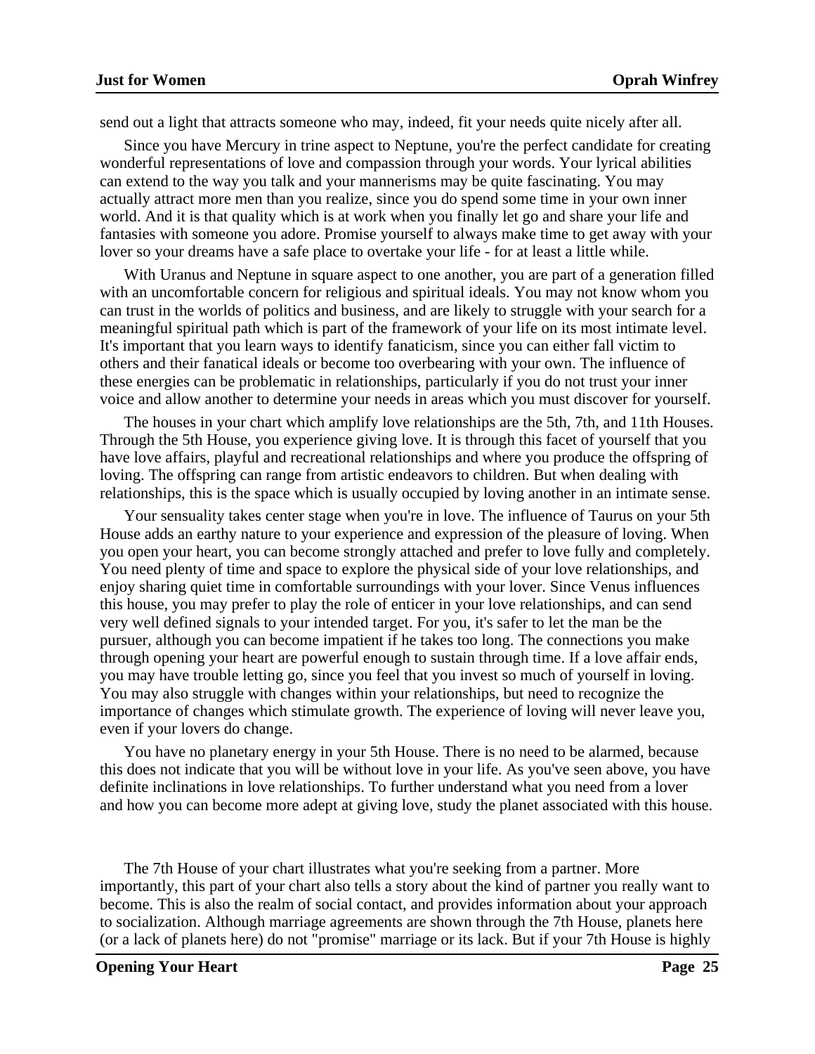send out a light that attracts someone who may, indeed, fit your needs quite nicely after all.

Since you have Mercury in trine aspect to Neptune, you're the perfect candidate for creating wonderful representations of love and compassion through your words. Your lyrical abilities can extend to the way you talk and your mannerisms may be quite fascinating. You may actually attract more men than you realize, since you do spend some time in your own inner world. And it is that quality which is at work when you finally let go and share your life and fantasies with someone you adore. Promise yourself to always make time to get away with your lover so your dreams have a safe place to overtake your life - for at least a little while.

With Uranus and Neptune in square aspect to one another, you are part of a generation filled with an uncomfortable concern for religious and spiritual ideals. You may not know whom you can trust in the worlds of politics and business, and are likely to struggle with your search for a meaningful spiritual path which is part of the framework of your life on its most intimate level. It's important that you learn ways to identify fanaticism, since you can either fall victim to others and their fanatical ideals or become too overbearing with your own. The influence of these energies can be problematic in relationships, particularly if you do not trust your inner voice and allow another to determine your needs in areas which you must discover for yourself.

The houses in your chart which amplify love relationships are the 5th, 7th, and 11th Houses. Through the 5th House, you experience giving love. It is through this facet of yourself that you have love affairs, playful and recreational relationships and where you produce the offspring of loving. The offspring can range from artistic endeavors to children. But when dealing with relationships, this is the space which is usually occupied by loving another in an intimate sense.

Your sensuality takes center stage when you're in love. The influence of Taurus on your 5th House adds an earthy nature to your experience and expression of the pleasure of loving. When you open your heart, you can become strongly attached and prefer to love fully and completely. You need plenty of time and space to explore the physical side of your love relationships, and enjoy sharing quiet time in comfortable surroundings with your lover. Since Venus influences this house, you may prefer to play the role of enticer in your love relationships, and can send very well defined signals to your intended target. For you, it's safer to let the man be the pursuer, although you can become impatient if he takes too long. The connections you make through opening your heart are powerful enough to sustain through time. If a love affair ends, you may have trouble letting go, since you feel that you invest so much of yourself in loving. You may also struggle with changes within your relationships, but need to recognize the importance of changes which stimulate growth. The experience of loving will never leave you, even if your lovers do change.

You have no planetary energy in your 5th House. There is no need to be alarmed, because this does not indicate that you will be without love in your life. As you've seen above, you have definite inclinations in love relationships. To further understand what you need from a lover and how you can become more adept at giving love, study the planet associated with this house.

The 7th House of your chart illustrates what you're seeking from a partner. More importantly, this part of your chart also tells a story about the kind of partner you really want to become. This is also the realm of social contact, and provides information about your approach to socialization. Although marriage agreements are shown through the 7th House, planets here (or a lack of planets here) do not "promise" marriage or its lack. But if your 7th House is highly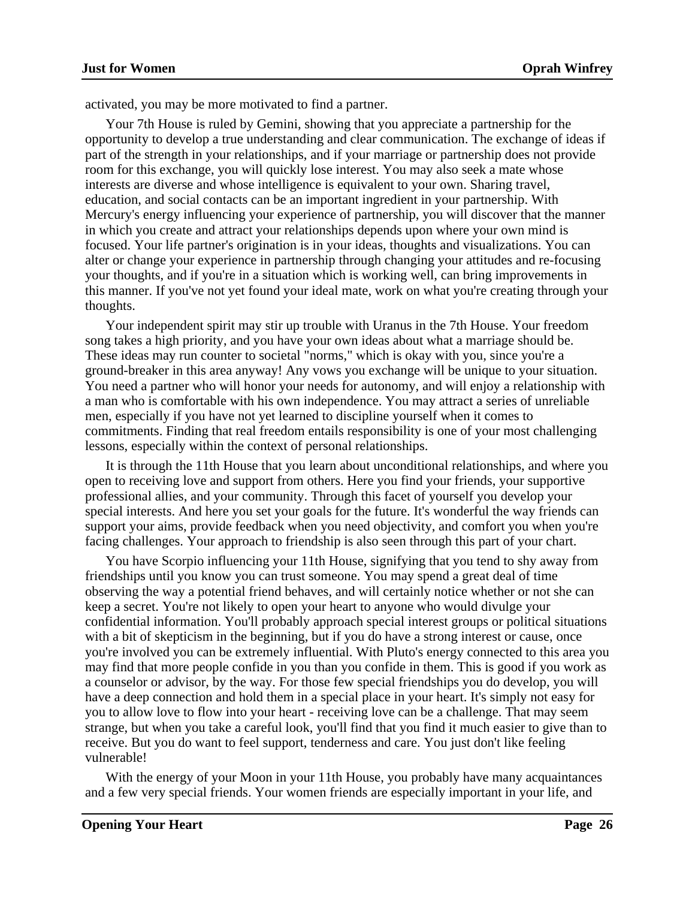activated, you may be more motivated to find a partner.

Your 7th House is ruled by Gemini, showing that you appreciate a partnership for the opportunity to develop a true understanding and clear communication. The exchange of ideas if part of the strength in your relationships, and if your marriage or partnership does not provide room for this exchange, you will quickly lose interest. You may also seek a mate whose interests are diverse and whose intelligence is equivalent to your own. Sharing travel, education, and social contacts can be an important ingredient in your partnership. With Mercury's energy influencing your experience of partnership, you will discover that the manner in which you create and attract your relationships depends upon where your own mind is focused. Your life partner's origination is in your ideas, thoughts and visualizations. You can alter or change your experience in partnership through changing your attitudes and re-focusing your thoughts, and if you're in a situation which is working well, can bring improvements in this manner. If you've not yet found your ideal mate, work on what you're creating through your thoughts.

Your independent spirit may stir up trouble with Uranus in the 7th House. Your freedom song takes a high priority, and you have your own ideas about what a marriage should be. These ideas may run counter to societal "norms," which is okay with you, since you're a ground-breaker in this area anyway! Any vows you exchange will be unique to your situation. You need a partner who will honor your needs for autonomy, and will enjoy a relationship with a man who is comfortable with his own independence. You may attract a series of unreliable men, especially if you have not yet learned to discipline yourself when it comes to commitments. Finding that real freedom entails responsibility is one of your most challenging lessons, especially within the context of personal relationships.

It is through the 11th House that you learn about unconditional relationships, and where you open to receiving love and support from others. Here you find your friends, your supportive professional allies, and your community. Through this facet of yourself you develop your special interests. And here you set your goals for the future. It's wonderful the way friends can support your aims, provide feedback when you need objectivity, and comfort you when you're facing challenges. Your approach to friendship is also seen through this part of your chart.

You have Scorpio influencing your 11th House, signifying that you tend to shy away from friendships until you know you can trust someone. You may spend a great deal of time observing the way a potential friend behaves, and will certainly notice whether or not she can keep a secret. You're not likely to open your heart to anyone who would divulge your confidential information. You'll probably approach special interest groups or political situations with a bit of skepticism in the beginning, but if you do have a strong interest or cause, once you're involved you can be extremely influential. With Pluto's energy connected to this area you may find that more people confide in you than you confide in them. This is good if you work as a counselor or advisor, by the way. For those few special friendships you do develop, you will have a deep connection and hold them in a special place in your heart. It's simply not easy for you to allow love to flow into your heart - receiving love can be a challenge. That may seem strange, but when you take a careful look, you'll find that you find it much easier to give than to receive. But you do want to feel support, tenderness and care. You just don't like feeling vulnerable!

With the energy of your Moon in your 11th House, you probably have many acquaintances and a few very special friends. Your women friends are especially important in your life, and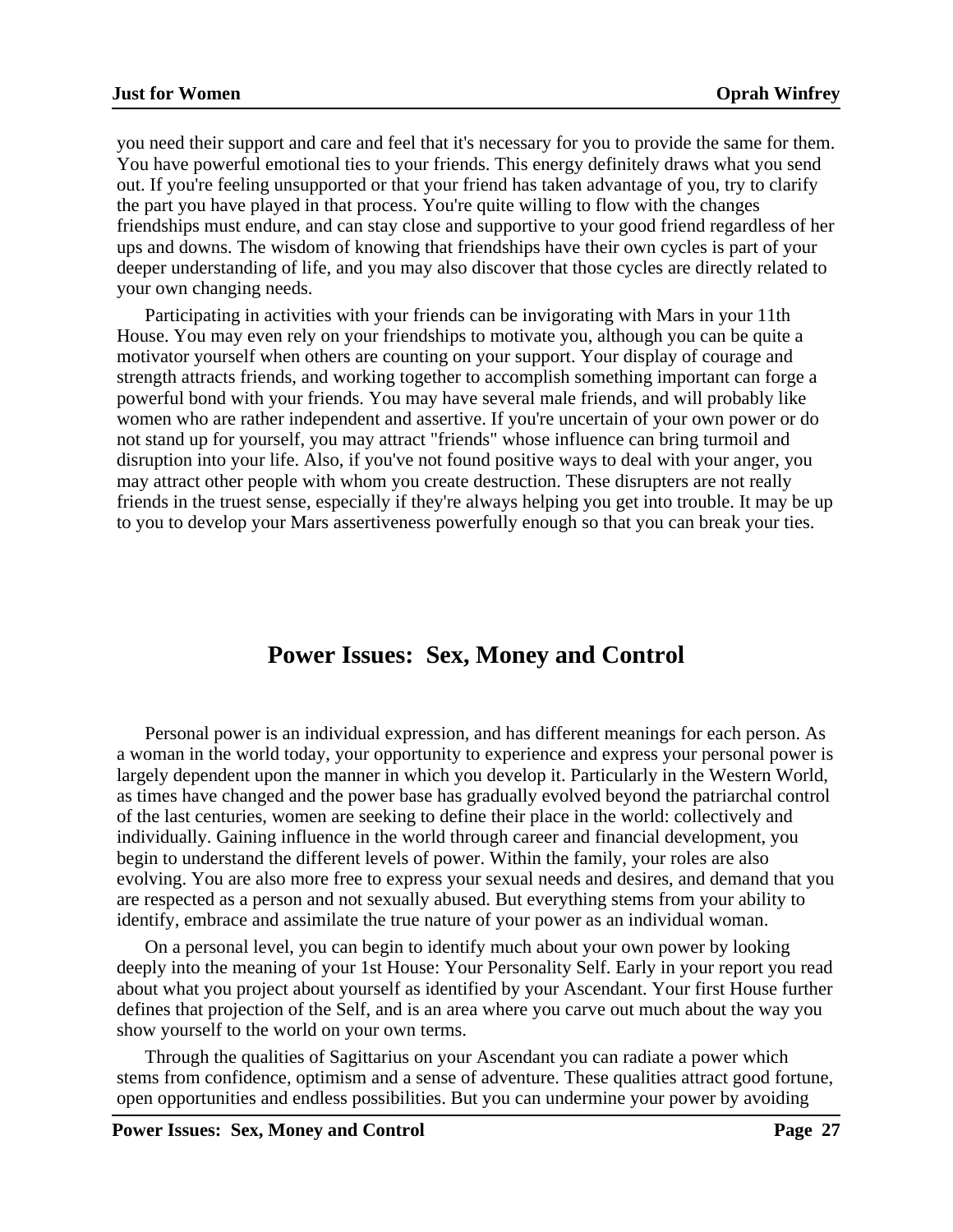you need their support and care and feel that it's necessary for you to provide the same for them. You have powerful emotional ties to your friends. This energy definitely draws what you send out. If you're feeling unsupported or that your friend has taken advantage of you, try to clarify the part you have played in that process. You're quite willing to flow with the changes friendships must endure, and can stay close and supportive to your good friend regardless of her ups and downs. The wisdom of knowing that friendships have their own cycles is part of your deeper understanding of life, and you may also discover that those cycles are directly related to your own changing needs.

Participating in activities with your friends can be invigorating with Mars in your 11th House. You may even rely on your friendships to motivate you, although you can be quite a motivator yourself when others are counting on your support. Your display of courage and strength attracts friends, and working together to accomplish something important can forge a powerful bond with your friends. You may have several male friends, and will probably like women who are rather independent and assertive. If you're uncertain of your own power or do not stand up for yourself, you may attract "friends" whose influence can bring turmoil and disruption into your life. Also, if you've not found positive ways to deal with your anger, you may attract other people with whom you create destruction. These disrupters are not really friends in the truest sense, especially if they're always helping you get into trouble. It may be up to you to develop your Mars assertiveness powerfully enough so that you can break your ties.

## Power Issues: Sex, Money and Control

Personal power is an individual expression, and has different meanings for each person. As a woman in the world today, your opportunity to experience and express your personal power is largely dependent upon the manner in which you develop it. Particularly in the Western World, as times have changed and the power base has gradually evolved beyond the patriarchal control of the last centuries, women are seeking to define their place in the world: collectively and individually. Gaining influence in the world through career and financial development, you begin to understand the different levels of power. Within the family, your roles are also evolving. You are also more free to express your sexual needs and desires, and demand that you are respected as a person and not sexually abused. But everything stems from your ability to identify, embrace and assimilate the true nature of your power as an individual woman.

On a personal level, you can begin to identify much about your own power by looking deeply into the meaning of your 1st House: Your Personality Self. Early in your report you read about what you project about yourself as identified by your Ascendant. Your first House further defines that projection of the Self, and is an area where you carve out much about the way you show yourself to the world on your own terms.

Through the qualities of Sagittarius on your Ascendant you can radiate a power which stems from confidence, optimism and a sense of adventure. These qualities attract good fortune, open opportunities and endless possibilities. But you can undermine your power by avoiding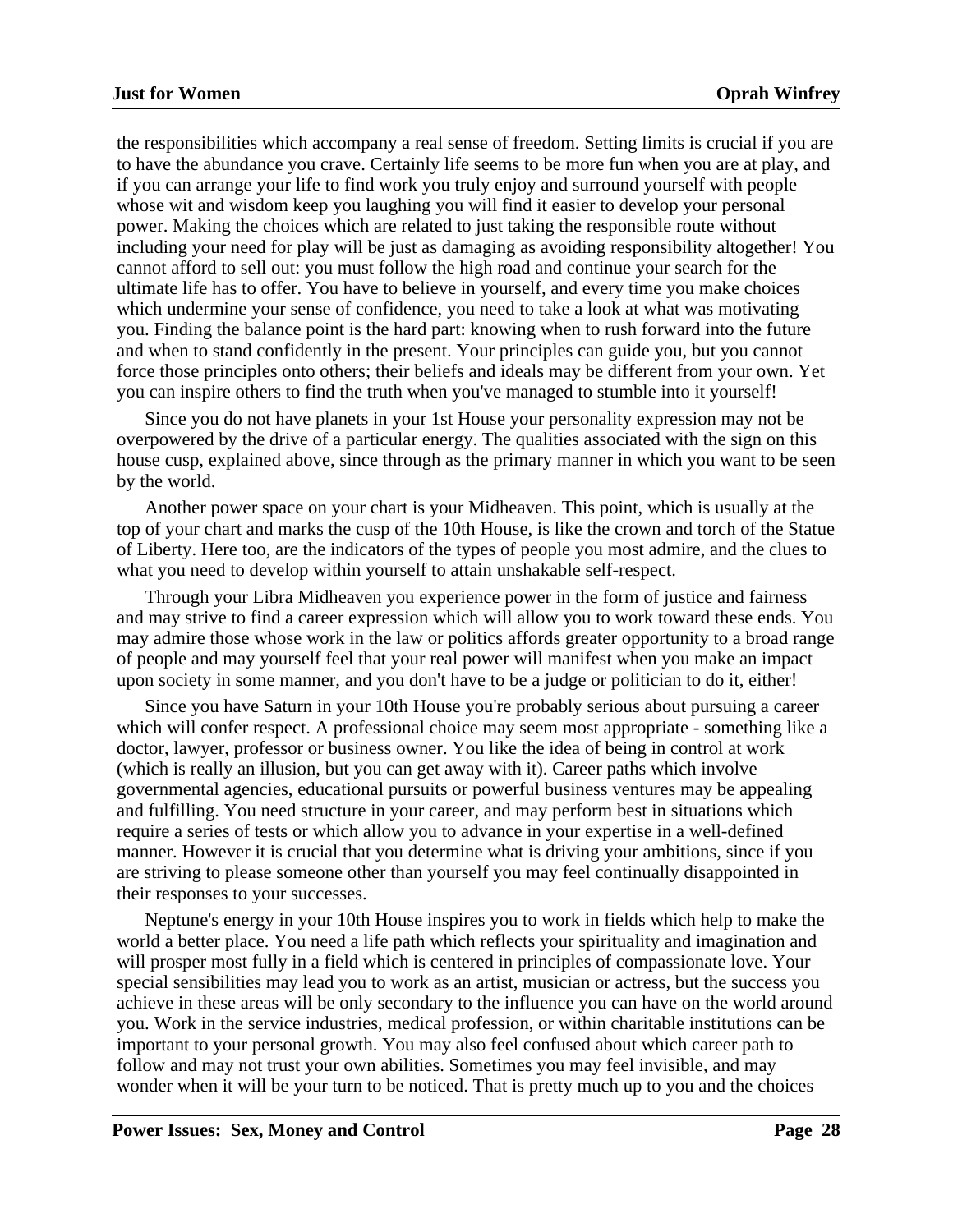the responsibilities which accompany a real sense of freedom. Setting limits is crucial if you are to have the abundance you crave. Certainly life seems to be more fun when you are at play, and if you can arrange your life to find work you truly enjoy and surround yourself with people whose wit and wisdom keep you laughing you will find it easier to develop your personal power. Making the choices which are related to just taking the responsible route without including your need for play will be just as damaging as avoiding responsibility altogether! You cannot afford to sell out: you must follow the high road and continue your search for the ultimate life has to offer. You have to believe in yourself, and every time you make choices which undermine your sense of confidence, you need to take a look at what was motivating you. Finding the balance point is the hard part: knowing when to rush forward into the future and when to stand confidently in the present. Your principles can guide you, but you cannot force those principles onto others; their beliefs and ideals may be different from your own. Yet you can inspire others to find the truth when you've managed to stumble into it yourself!

Since you do not have planets in your 1st House your personality expression may not be overpowered by the drive of a particular energy. The qualities associated with the sign on this house cusp, explained above, since through as the primary manner in which you want to be seen by the world.

Another power space on your chart is your Midheaven. This point, which is usually at the top of your chart and marks the cusp of the 10th House, is like the crown and torch of the Statue of Liberty. Here too, are the indicators of the types of people you most admire, and the clues to what you need to develop within yourself to attain unshakable self-respect.

Through your Libra Midheaven you experience power in the form of justice and fairness and may strive to find a career expression which will allow you to work toward these ends. You may admire those whose work in the law or politics affords greater opportunity to a broad range of people and may yourself feel that your real power will manifest when you make an impact upon society in some manner, and you don't have to be a judge or politician to do it, either!

Since you have Saturn in your 10th House you're probably serious about pursuing a career which will confer respect. A professional choice may seem most appropriate - something like a doctor, lawyer, professor or business owner. You like the idea of being in control at work (which is really an illusion, but you can get away with it). Career paths which involve governmental agencies, educational pursuits or powerful business ventures may be appealing and fulfilling. You need structure in your career, and may perform best in situations which require a series of tests or which allow you to advance in your expertise in a well-defined manner. However it is crucial that you determine what is driving your ambitions, since if you are striving to please someone other than yourself you may feel continually disappointed in their responses to your successes.

Neptune's energy in your 10th House inspires you to work in fields which help to make the world a better place. You need a life path which reflects your spirituality and imagination and will prosper most fully in a field which is centered in principles of compassionate love. Your special sensibilities may lead you to work as an artist, musician or actress, but the success you achieve in these areas will be only secondary to the influence you can have on the world around you. Work in the service industries, medical profession, or within charitable institutions can be important to your personal growth. You may also feel confused about which career path to follow and may not trust your own abilities. Sometimes you may feel invisible, and may wonder when it will be your turn to be noticed. That is pretty much up to you and the choices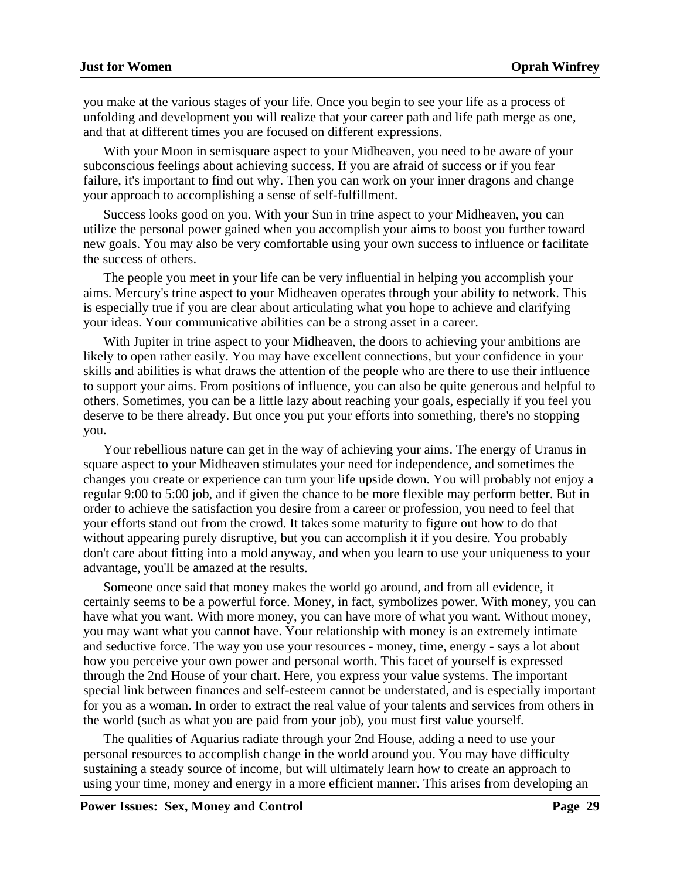you make at the various stages of your life. Once you begin to see your life as a process of unfolding and development you will realize that your career path and life path merge as one, and that at different times you are focused on different expressions.

With your Moon in semisquare aspect to your Midheaven, you need to be aware of your subconscious feelings about achieving success. If you are afraid of success or if you fear failure, it's important to find out why. Then you can work on your inner dragons and change your approach to accomplishing a sense of self-fulfillment.

Success looks good on you. With your Sun in trine aspect to your Midheaven, you can utilize the personal power gained when you accomplish your aims to boost you further toward new goals. You may also be very comfortable using your own success to influence or facilitate the success of others.

The people you meet in your life can be very influential in helping you accomplish your aims. Mercury's trine aspect to your Midheaven operates through your ability to network. This is especially true if you are clear about articulating what you hope to achieve and clarifying your ideas. Your communicative abilities can be a strong asset in a career.

With Jupiter in trine aspect to your Midheaven, the doors to achieving your ambitions are likely to open rather easily. You may have excellent connections, but your confidence in your skills and abilities is what draws the attention of the people who are there to use their influence to support your aims. From positions of influence, you can also be quite generous and helpful to others. Sometimes, you can be a little lazy about reaching your goals, especially if you feel you deserve to be there already. But once you put your efforts into something, there's no stopping you.

Your rebellious nature can get in the way of achieving your aims. The energy of Uranus in square aspect to your Midheaven stimulates your need for independence, and sometimes the changes you create or experience can turn your life upside down. You will probably not enjoy a regular 9:00 to 5:00 job, and if given the chance to be more flexible may perform better. But in order to achieve the satisfaction you desire from a career or profession, you need to feel that your efforts stand out from the crowd. It takes some maturity to figure out how to do that without appearing purely disruptive, but you can accomplish it if you desire. You probably don't care about fitting into a mold anyway, and when you learn to use your uniqueness to your advantage, you'll be amazed at the results.

Someone once said that money makes the world go around, and from all evidence, it certainly seems to be a powerful force. Money, in fact, symbolizes power. With money, you can have what you want. With more money, you can have more of what you want. Without money, you may want what you cannot have. Your relationship with money is an extremely intimate and seductive force. The way you use your resources - money, time, energy - says a lot about how you perceive your own power and personal worth. This facet of yourself is expressed through the 2nd House of your chart. Here, you express your value systems. The important special link between finances and self-esteem cannot be understated, and is especially important for you as a woman. In order to extract the real value of your talents and services from others in the world (such as what you are paid from your job), you must first value yourself.

The qualities of Aquarius radiate through your 2nd House, adding a need to use your personal resources to accomplish change in the world around you. You may have difficulty sustaining a steady source of income, but will ultimately learn how to create an approach to using your time, money and energy in a more efficient manner. This arises from developing an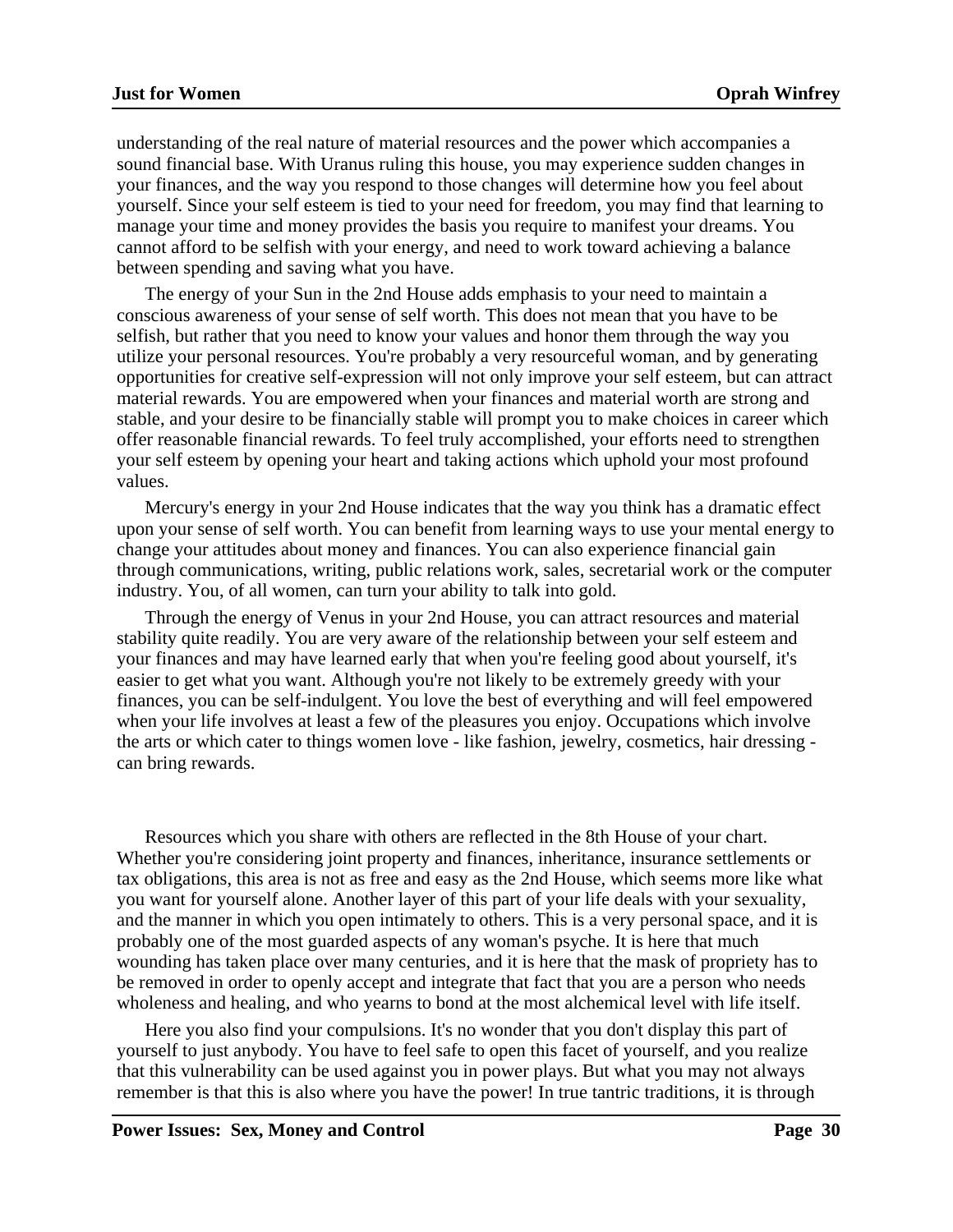understanding of the real nature of material resources and the power which accompanies a sound financial base. With Uranus ruling this house, you may experience sudden changes in your finances, and the way you respond to those changes will determine how you feel about yourself. Since your self esteem is tied to your need for freedom, you may find that learning to manage your time and money provides the basis you require to manifest your dreams. You cannot afford to be selfish with your energy, and need to work toward achieving a balance between spending and saving what you have.

The energy of your Sun in the 2nd House adds emphasis to your need to maintain a conscious awareness of your sense of self worth. This does not mean that you have to be selfish, but rather that you need to know your values and honor them through the way you utilize your personal resources. You're probably a very resourceful woman, and by generating opportunities for creative self-expression will not only improve your self esteem, but can attract material rewards. You are empowered when your finances and material worth are strong and stable, and your desire to be financially stable will prompt you to make choices in career which offer reasonable financial rewards. To feel truly accomplished, your efforts need to strengthen your self esteem by opening your heart and taking actions which uphold your most profound values.

Mercury's energy in your 2nd House indicates that the way you think has a dramatic effect upon your sense of self worth. You can benefit from learning ways to use your mental energy to change your attitudes about money and finances. You can also experience financial gain through communications, writing, public relations work, sales, secretarial work or the computer industry. You, of all women, can turn your ability to talk into gold.

Through the energy of Venus in your 2nd House, you can attract resources and material stability quite readily. You are very aware of the relationship between your self esteem and your finances and may have learned early that when you're feeling good about yourself, it's easier to get what you want. Although you're not likely to be extremely greedy with your finances, you can be self-indulgent. You love the best of everything and will feel empowered when your life involves at least a few of the pleasures you enjoy. Occupations which involve the arts or which cater to things women love - like fashion, jewelry, cosmetics, hair dressing - can bring rewards.

Resources which you share with others are reflected in the 8th House of your chart. Whether you're considering joint property and finances, inheritance, insurance settlements or tax obligations, this area is not as free and easy as the 2nd House, which seems more like what you want for yourself alone. Another layer of this part of your life deals with your sexuality, and the manner in which you open intimately to others. This is a very personal space, and it is probably one of the most guarded aspects of any woman's psyche. It is here that much wounding has taken place over many centuries, and it is here that the mask of propriety has to be removed in order to openly accept and integrate that fact that you are a person who needs wholeness and healing, and who yearns to bond at the most alchemical level with life itself.

Here you also find your compulsions. It's no wonder that you don't display this part of yourself to just anybody. You have to feel safe to open this facet of yourself, and you realize that this vulnerability can be used against you in power plays. But what you may not always remember is that this is also where you have the power! In true tantric traditions, it is through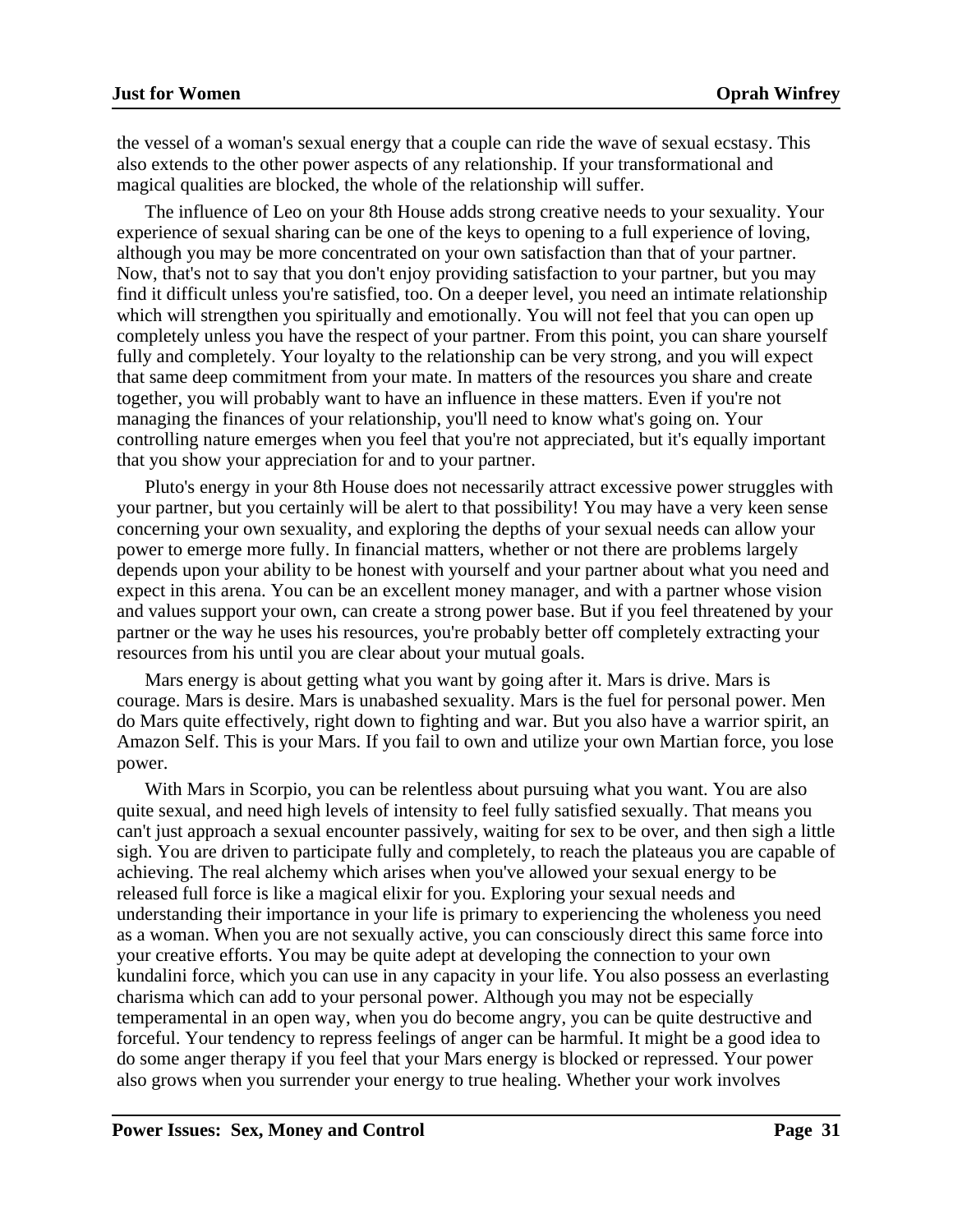the vessel of a woman's sexual energy that a couple can ride the wave of sexual ecstasy. This also extends to the other power aspects of any relationship. If your transformational and magical qualities are blocked, the whole of the relationship will suffer.

The influence of Leo on your 8th House adds strong creative needs to your sexuality. Your experience of sexual sharing can be one of the keys to opening to a full experience of loving, although you may be more concentrated on your own satisfaction than that of your partner. Now, that's not to say that you don't enjoy providing satisfaction to your partner, but you may find it difficult unless you're satisfied, too. On a deeper level, you need an intimate relationship which will strengthen you spiritually and emotionally. You will not feel that you can open up completely unless you have the respect of your partner. From this point, you can share yourself fully and completely. Your loyalty to the relationship can be very strong, and you will expect that same deep commitment from your mate. In matters of the resources you share and create together, you will probably want to have an influence in these matters. Even if you're not managing the finances of your relationship, you'll need to know what's going on. Your controlling nature emerges when you feel that you're not appreciated, but it's equally important that you show your appreciation for and to your partner.

Pluto's energy in your 8th House does not necessarily attract excessive power struggles with your partner, but you certainly will be alert to that possibility! You may have a very keen sense concerning your own sexuality, and exploring the depths of your sexual needs can allow your power to emerge more fully. In financial matters, whether or not there are problems largely depends upon your ability to be honest with yourself and your partner about what you need and expect in this arena. You can be an excellent money manager, and with a partner whose vision and values support your own, can create a strong power base. But if you feel threatened by your partner or the way he uses his resources, you're probably better off completely extracting your resources from his until you are clear about your mutual goals.

Mars energy is about getting what you want by going after it. Mars is drive. Mars is courage. Mars is desire. Mars is unabashed sexuality. Mars is the fuel for personal power. Men do Mars quite effectively, right down to fighting and war. But you also have a warrior spirit, an Amazon Self. This is your Mars. If you fail to own and utilize your own Martian force, you lose power.

With Mars in Scorpio, you can be relentless about pursuing what you want. You are also quite sexual, and need high levels of intensity to feel fully satisfied sexually. That means you can't just approach a sexual encounter passively, waiting for sex to be over, and then sigh a little sigh. You are driven to participate fully and completely, to reach the plateaus you are capable of achieving. The real alchemy which arises when you've allowed your sexual energy to be released full force is like a magical elixir for you. Exploring your sexual needs and understanding their importance in your life is primary to experiencing the wholeness you need as a woman. When you are not sexually active, you can consciously direct this same force into your creative efforts. You may be quite adept at developing the connection to your own kundalini force, which you can use in any capacity in your life. You also possess an everlasting charisma which can add to your personal power. Although you may not be especially temperamental in an open way, when you do become angry, you can be quite destructive and forceful. Your tendency to repress feelings of anger can be harmful. It might be a good idea to do some anger therapy if you feel that your Mars energy is blocked or repressed. Your power also grows when you surrender your energy to true healing. Whether your work involves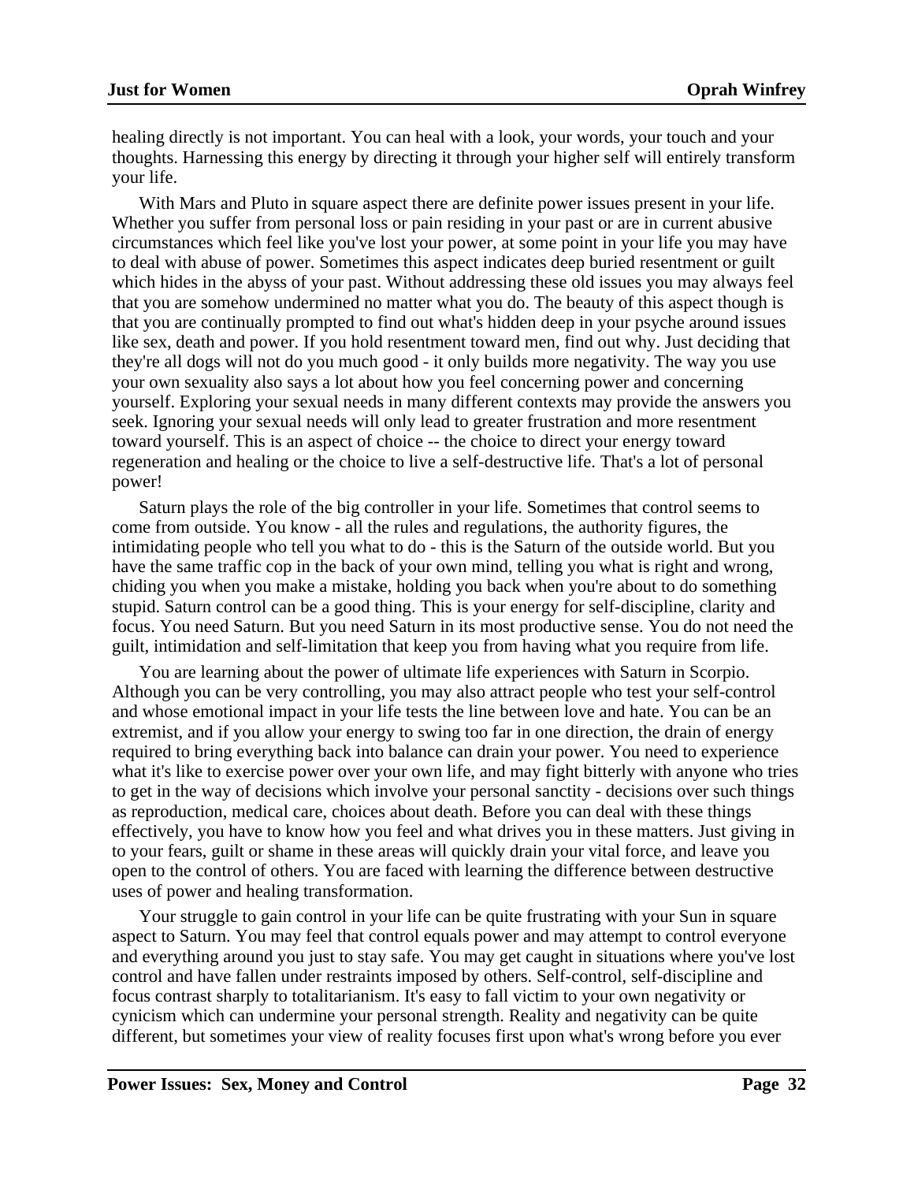healing directly is not important. You can heal with a look, your words, your touch and your thoughts. Harnessing this energy by directing it through your higher self will entirely transform your life.

With Mars and Pluto in square aspect there are definite power issues present in your life. Whether you suffer from personal loss or pain residing in your past or are in current abusive circumstances which feel like you've lost your power, at some point in your life you may have to deal with abuse of power. Sometimes this aspect indicates deep buried resentment or guilt which hides in the abyss of your past. Without addressing these old issues you may always feel that you are somehow undermined no matter what you do. The beauty of this aspect though is that you are continually prompted to find out what's hidden deep in your psyche around issues like sex, death and power. If you hold resentment toward men, find out why. Just deciding that they're all dogs will not do you much good - it only builds more negativity. The way you use your own sexuality also says a lot about how you feel concerning power and concerning yourself. Exploring your sexual needs in many different contexts may provide the answers you seek. Ignoring your sexual needs will only lead to greater frustration and more resentment toward yourself. This is an aspect of choice -- the choice to direct your energy toward regeneration and healing or the choice to live a self-destructive life. That's a lot of personal power!

Saturn plays the role of the big controller in your life. Sometimes that control seems to come from outside. You know - all the rules and regulations, the authority figures, the intimidating people who tell you what to do - this is the Saturn of the outside world. But you have the same traffic cop in the back of your own mind, telling you what is right and wrong, chiding you when you make a mistake, holding you back when you're about to do something stupid. Saturn control can be a good thing. This is your energy for self-discipline, clarity and focus. You need Saturn. But you need Saturn in its most productive sense. You do not need the guilt, intimidation and self-limitation that keep you from having what you require from life.

You are learning about the power of ultimate life experiences with Saturn in Scorpio. Although you can be very controlling, you may also attract people who test your self-control and whose emotional impact in your life tests the line between love and hate. You can be an extremist, and if you allow your energy to swing too far in one direction, the drain of energy required to bring everything back into balance can drain your power. You need to experience what it's like to exercise power over your own life, and may fight bitterly with anyone who tries to get in the way of decisions which involve your personal sanctity - decisions over such things as reproduction, medical care, choices about death. Before you can deal with these things effectively, you have to know how you feel and what drives you in these matters. Just giving in to your fears, guilt or shame in these areas will quickly drain your vital force, and leave you open to the control of others. You are faced with learning the difference between destructive uses of power and healing transformation.

Your struggle to gain control in your life can be quite frustrating with your Sun in square aspect to Saturn. You may feel that control equals power and may attempt to control everyone and everything around you just to stay safe. You may get caught in situations where you've lost control and have fallen under restraints imposed by others. Self-control, self-discipline and focus contrast sharply to totalitarianism. It's easy to fall victim to your own negativity or cynicism which can undermine your personal strength. Reality and negativity can be quite different, but sometimes your view of reality focuses first upon what's wrong before you ever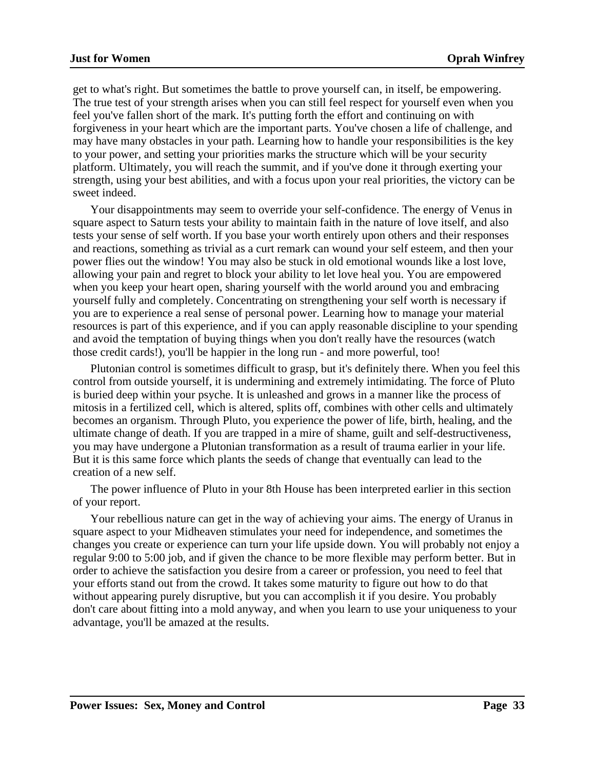get to what's right. But sometimes the battle to prove yourself can, in itself, be empowering. The true test of your strength arises when you can still feel respect for yourself even when you feel you've fallen short of the mark. It's putting forth the effort and continuing on with forgiveness in your heart which are the important parts. You've chosen a life of challenge, and may have many obstacles in your path. Learning how to handle your responsibilities is the key to your power, and setting your priorities marks the structure which will be your security platform. Ultimately, you will reach the summit, and if you've done it through exerting your strength, using your best abilities, and with a focus upon your real priorities, the victory can be sweet indeed.

Your disappointments may seem to override your self-confidence. The energy of Venus in square aspect to Saturn tests your ability to maintain faith in the nature of love itself, and also tests your sense of self worth. If you base your worth entirely upon others and their responses and reactions, something as trivial as a curt remark can wound your self esteem, and then your power flies out the window! You may also be stuck in old emotional wounds like a lost love, allowing your pain and regret to block your ability to let love heal you. You are empowered when you keep your heart open, sharing yourself with the world around you and embracing yourself fully and completely. Concentrating on strengthening your self worth is necessary if you are to experience a real sense of personal power. Learning how to manage your material resources is part of this experience, and if you can apply reasonable discipline to your spending and avoid the temptation of buying things when you don't really have the resources (watch those credit cards!), you'll be happier in the long run - and more powerful, too!

Plutonian control is sometimes difficult to grasp, but it's definitely there. When you feel this control from outside yourself, it is undermining and extremely intimidating. The force of Pluto is buried deep within your psyche. It is unleashed and grows in a manner like the process of mitosis in a fertilized cell, which is altered, splits off, combines with other cells and ultimately becomes an organism. Through Pluto, you experience the power of life, birth, healing, and the ultimate change of death. If you are trapped in a mire of shame, guilt and self-destructiveness, you may have undergone a Plutonian transformation as a result of trauma earlier in your life. But it is this same force which plants the seeds of change that eventually can lead to the creation of a new self.

The power influence of Pluto in your 8th House has been interpreted earlier in this section of your report.

Your rebellious nature can get in the way of achieving your aims. The energy of Uranus in square aspect to your Midheaven stimulates your need for independence, and sometimes the changes you create or experience can turn your life upside down. You will probably not enjoy a regular 9:00 to 5:00 job, and if given the chance to be more flexible may perform better. But in order to achieve the satisfaction you desire from a career or profession, you need to feel that your efforts stand out from the crowd. It takes some maturity to figure out how to do that without appearing purely disruptive, but you can accomplish it if you desire. You probably don't care about fitting into a mold anyway, and when you learn to use your uniqueness to your advantage, you'll be amazed at the results.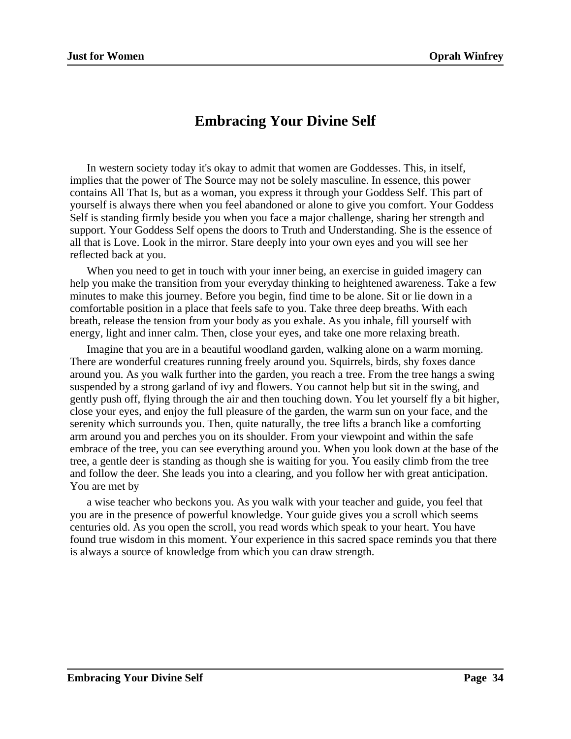# Embracing Your Divine Self

In western society today it's okay to admit that women are Goddesses. This, in itself, implies that the power of The Source may not be solely masculine. In essence, this power contains All That Is, but as a woman, you express it through your Goddess Self. This part of yourself is always there when you feel abandoned or alone to give you comfort. Your Goddess Self is standing firmly beside you when you face a major challenge, sharing her strength and support. Your Goddess Self opens the doors to Truth and Understanding. She is the essence of all that is Love. Look in the mirror. Stare deeply into your own eyes and you will see her reflected back at you.

When you need to get in touch with your inner being, an exercise in guided imagery can help you make the transition from your everyday thinking to heightened awareness. Take a few minutes to make this journey. Before you begin, find time to be alone. Sit or lie down in a comfortable position in a place that feels safe to you. Take three deep breaths. With each breath, release the tension from your body as you exhale. As you inhale, fill yourself with energy, light and inner calm. Then, close your eyes, and take one more relaxing breath.

Imagine that you are in a beautiful woodland garden, walking alone on a warm morning. There are wonderful creatures running freely around you. Squirrels, birds, shy foxes dance around you. As you walk further into the garden, you reach a tree. From the tree hangs a swing suspended by a strong garland of ivy and flowers. You cannot help but sit in the swing, and gently push off, flying through the air and then touching down. You let yourself fly a bit higher, close your eyes, and enjoy the full pleasure of the garden, the warm sun on your face, and the serenity which surrounds you. Then, quite naturally, the tree lifts a branch like a comforting arm around you and perches you on its shoulder. From your viewpoint and within the safe embrace of the tree, you can see everything around you. When you look down at the base of the tree, a gentle deer is standing as though she is waiting for you. You easily climb from the tree and follow the deer. She leads you into a clearing, and you follow her with great anticipation. You are met by

a wise teacher who beckons you. As you walk with your teacher and guide, you feel that you are in the presence of powerful knowledge. Your guide gives you a scroll which seems centuries old. As you open the scroll, you read words which speak to your heart. You have found true wisdom in this moment. Your experience in this sacred space reminds you that there is always a source of knowledge from which you can draw strength.